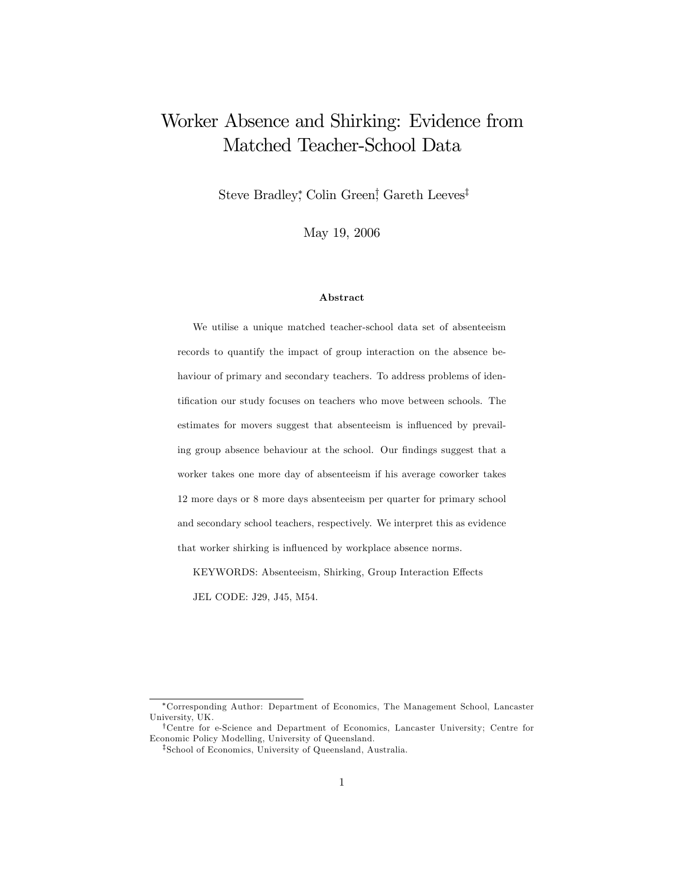# Worker Absence and Shirking: Evidence from Matched Teacher-School Data

Steve Bradley[*], Colin Green[†], Gareth Leeves[‡]

May 19, 2006

### Abstract

We utilise a unique matched teacher-school data set of absenteeism records to quantify the impact of group interaction on the absence behaviour of primary and secondary teachers. To address problems of identification our study focuses on teachers who move between schools. The estimates for movers suggest that absenteeism is influenced by prevailing group absence behaviour at the school. Our findings suggest that a worker takes one more day of absenteeism if his average coworker takes 12 more days or 8 more days absenteeism per quarter for primary school and secondary school teachers, respectively. We interpret this as evidence that worker shirking is influenced by workplace absence norms.

KEYWORDS: Absenteeism, Shirking, Group Interaction Effects

JEL CODE: J29, J45, M54.

---

[*] Corresponding Author: Department of Economics, The Management School, Lancaster University, UK.

[†] Centre for e-Science and Department of Economics, Lancaster University; Centre for Economic Policy Modelling, University of Queensland.

[‡] School of Economics, University of Queensland, Australia.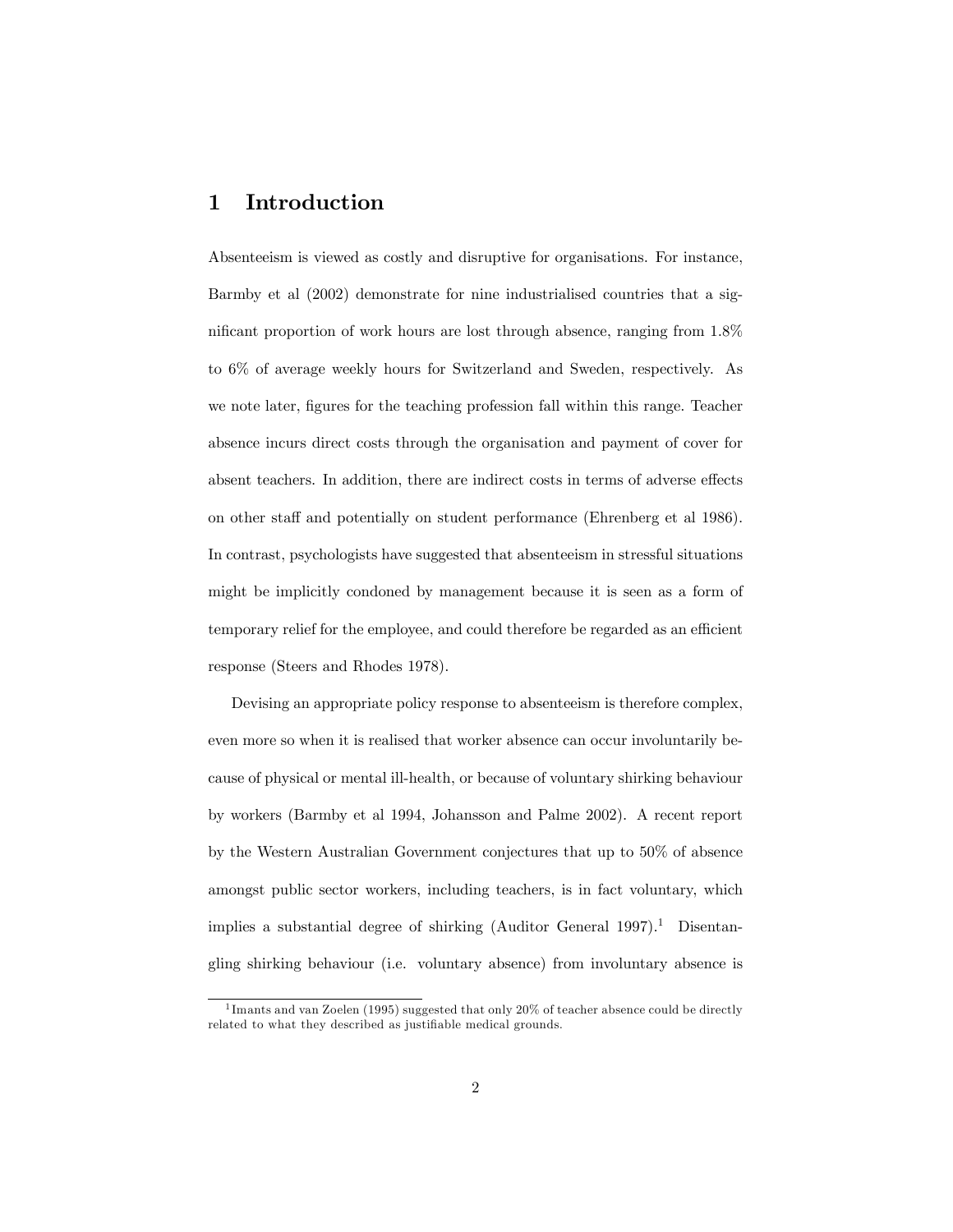# 1 Introduction

Absenteeism is viewed as costly and disruptive for organisations. For instance, Barmby et al (2002) demonstrate for nine industrialised countries that a significant proportion of work hours are lost through absence, ranging from 1.8% to 6% of average weekly hours for Switzerland and Sweden, respectively. As we note later, figures for the teaching profession fall within this range. Teacher absence incurs direct costs through the organisation and payment of cover for absent teachers. In addition, there are indirect costs in terms of adverse effects on other staff and potentially on student performance (Ehrenberg et al 1986). In contrast, psychologists have suggested that absenteeism in stressful situations might be implicitly condoned by management because it is seen as a form of temporary relief for the employee, and could therefore be regarded as an efficient response (Steers and Rhodes 1978).

Devising an appropriate policy response to absenteeism is therefore complex, even more so when it is realised that worker absence can occur involuntarily because of physical or mental ill-health, or because of voluntary shirking behaviour by workers (Barmby et al 1994, Johansson and Palme 2002). A recent report by the Western Australian Government conjectures that up to 50% of absence amongst public sector workers, including teachers, is in fact voluntary, which implies a substantial degree of shirking (Auditor General 1997).[1] Disentangling shirking behaviour (i.e. voluntary absence) from involuntary absence is

[1] Imants and van Zoelen (1995) suggested that only 20% of teacher absence could be directly related to what they described as justifiable medical grounds.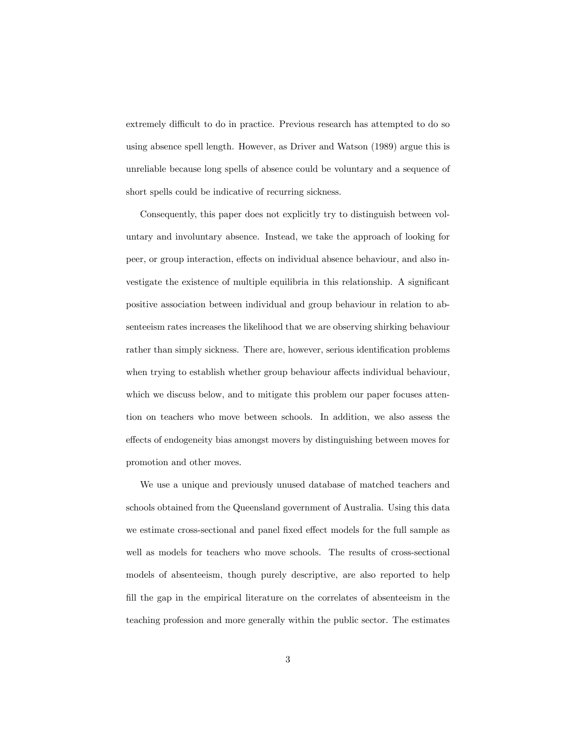extremely difficult to do in practice. Previous research has attempted to do so using absence spell length. However, as Driver and Watson (1989) argue this is unreliable because long spells of absence could be voluntary and a sequence of short spells could be indicative of recurring sickness.

Consequently, this paper does not explicitly try to distinguish between voluntary and involuntary absence. Instead, we take the approach of looking for peer, or group interaction, effects on individual absence behaviour, and also investigate the existence of multiple equilibria in this relationship. A significant positive association between individual and group behaviour in relation to absenteeism rates increases the likelihood that we are observing shirking behaviour rather than simply sickness. There are, however, serious identification problems when trying to establish whether group behaviour affects individual behaviour, which we discuss below, and to mitigate this problem our paper focuses attention on teachers who move between schools. In addition, we also assess the effects of endogeneity bias amongst movers by distinguishing between moves for promotion and other moves.

We use a unique and previously unused database of matched teachers and schools obtained from the Queensland government of Australia. Using this data we estimate cross-sectional and panel fixed effect models for the full sample as well as models for teachers who move schools. The results of cross-sectional models of absenteeism, though purely descriptive, are also reported to help fill the gap in the empirical literature on the correlates of absenteeism in the teaching profession and more generally within the public sector. The estimates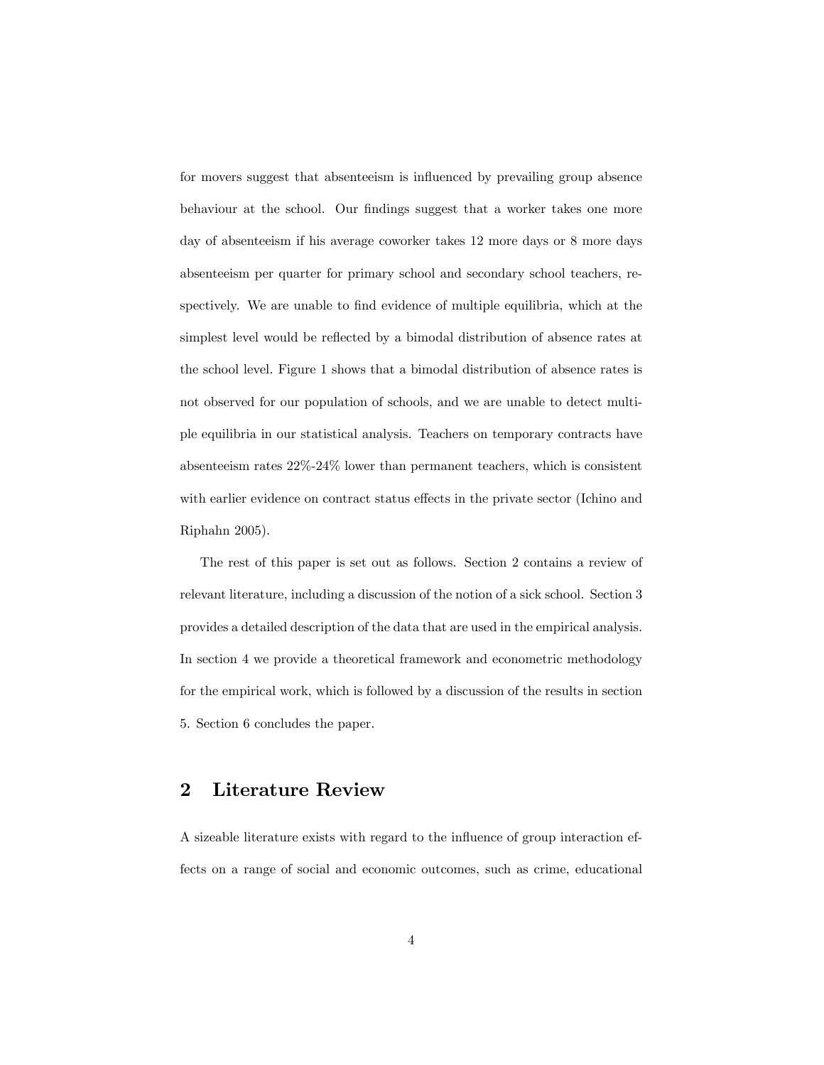for movers suggest that absenteeism is influenced by prevailing group absence behaviour at the school. Our findings suggest that a worker takes one more day of absenteeism if his average coworker takes 12 more days or 8 more days absenteeism per quarter for primary school and secondary school teachers, respectively. We are unable to find evidence of multiple equilibria, which at the simplest level would be reflected by a bimodal distribution of absence rates at the school level. Figure 1 shows that a bimodal distribution of absence rates is not observed for our population of schools, and we are unable to detect multiple equilibria in our statistical analysis. Teachers on temporary contracts have absenteeism rates 22%-24% lower than permanent teachers, which is consistent with earlier evidence on contract status effects in the private sector (Ichino and Riphahn 2005).

The rest of this paper is set out as follows. Section 2 contains a review of relevant literature, including a discussion of the notion of a sick school. Section 3 provides a detailed description of the data that are used in the empirical analysis. In section 4 we provide a theoretical framework and econometric methodology for the empirical work, which is followed by a discussion of the results in section 5. Section 6 concludes the paper.

## 2 Literature Review

A sizeable literature exists with regard to the influence of group interaction effects on a range of social and economic outcomes, such as crime, educational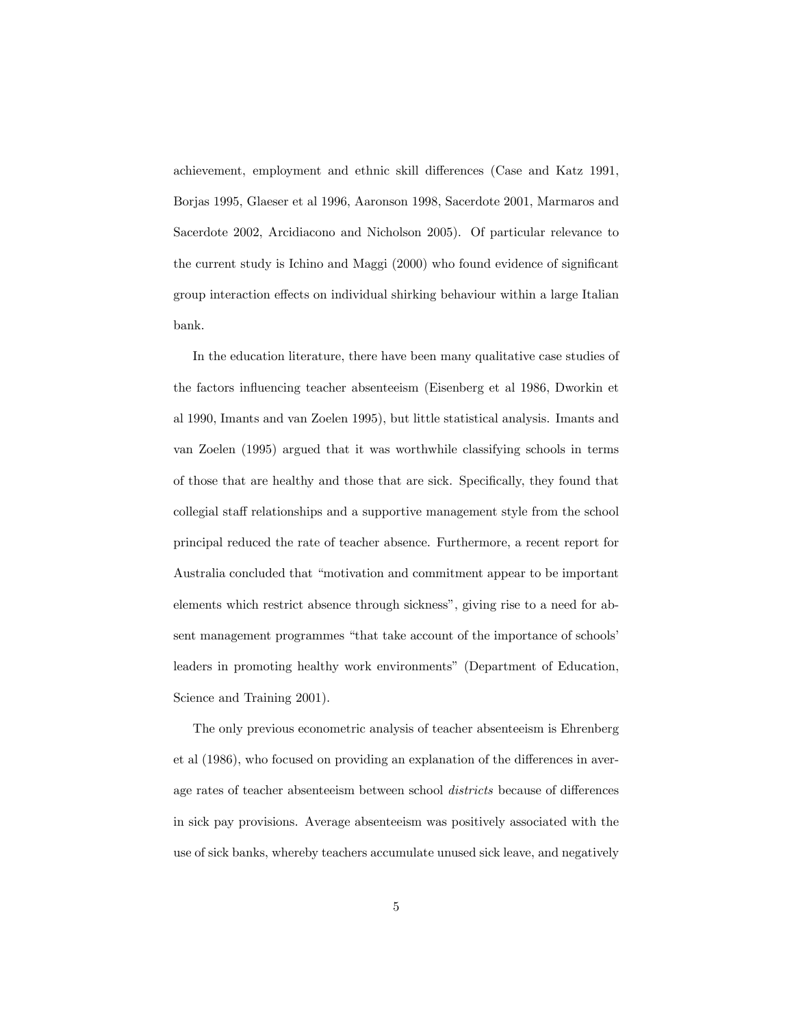achievement, employment and ethnic skill differences (Case and Katz 1991, Borjas 1995, Glaeser et al 1996, Aaronson 1998, Sacerdote 2001, Marmaros and Sacerdote 2002, Arcidiacono and Nicholson 2005). Of particular relevance to the current study is Ichino and Maggi (2000) who found evidence of significant group interaction effects on individual shirking behaviour within a large Italian bank.

In the education literature, there have been many qualitative case studies of the factors influencing teacher absenteeism (Eisenberg et al 1986, Dworkin et al 1990, Imants and van Zoelen 1995), but little statistical analysis. Imants and van Zoelen (1995) argued that it was worthwhile classifying schools in terms of those that are healthy and those that are sick. Specifically, they found that collegial staff relationships and a supportive management style from the school principal reduced the rate of teacher absence. Furthermore, a recent report for Australia concluded that "motivation and commitment appear to be important elements which restrict absence through sickness", giving rise to a need for absent management programmes "that take account of the importance of schools' leaders in promoting healthy work environments" (Department of Education, Science and Training 2001).

The only previous econometric analysis of teacher absenteeism is Ehrenberg et al (1986), who focused on providing an explanation of the differences in average rates of teacher absenteeism between school *districts* because of differences in sick pay provisions. Average absenteeism was positively associated with the use of sick banks, whereby teachers accumulate unused sick leave, and negatively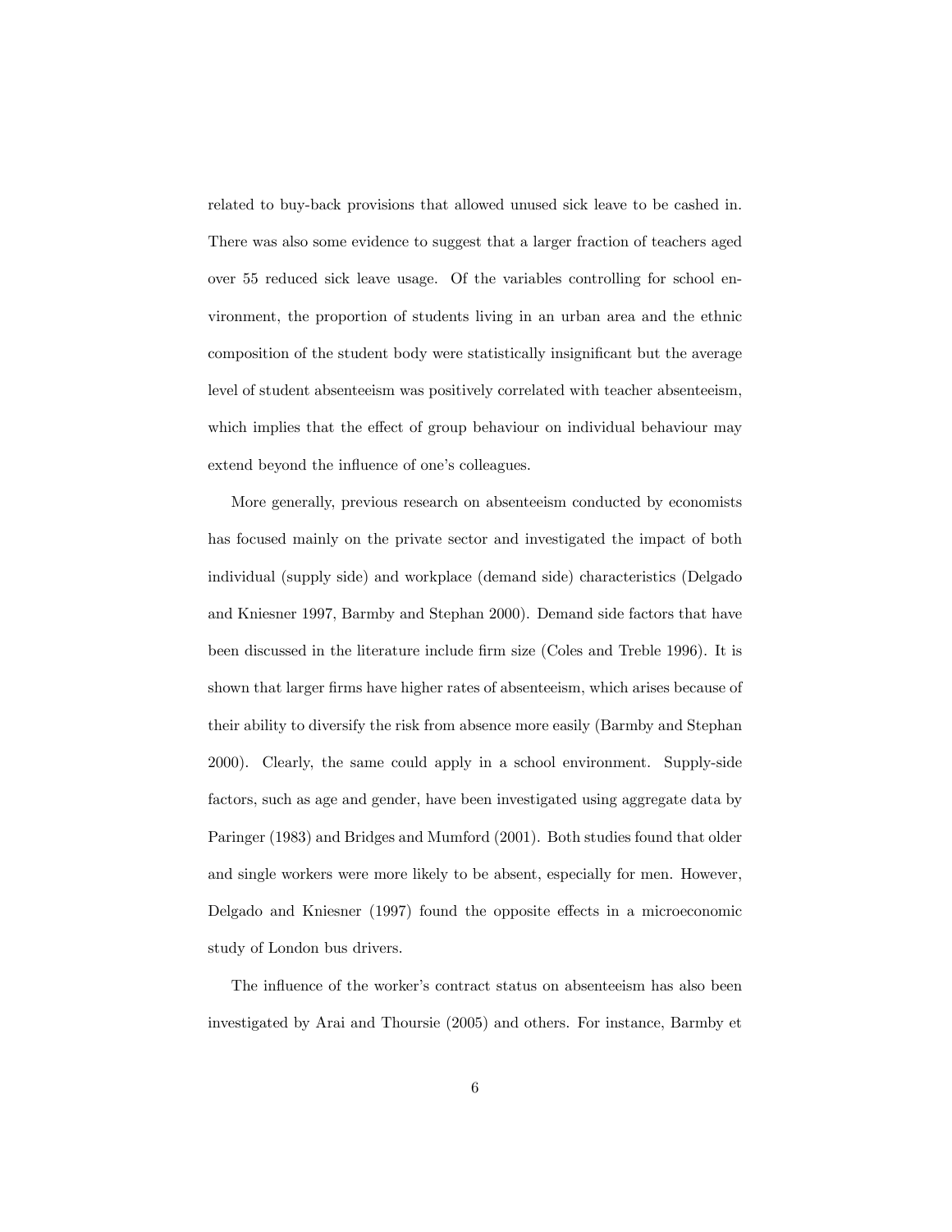related to buy-back provisions that allowed unused sick leave to be cashed in. There was also some evidence to suggest that a larger fraction of teachers aged over 55 reduced sick leave usage. Of the variables controlling for school environment, the proportion of students living in an urban area and the ethnic composition of the student body were statistically insignificant but the average level of student absenteeism was positively correlated with teacher absenteeism, which implies that the effect of group behaviour on individual behaviour may extend beyond the influence of one's colleagues.

More generally, previous research on absenteeism conducted by economists has focused mainly on the private sector and investigated the impact of both individual (supply side) and workplace (demand side) characteristics (Delgado and Kniesner 1997, Barmby and Stephan 2000). Demand side factors that have been discussed in the literature include firm size (Coles and Treble 1996). It is shown that larger firms have higher rates of absenteeism, which arises because of their ability to diversify the risk from absence more easily (Barmby and Stephan 2000). Clearly, the same could apply in a school environment. Supply-side factors, such as age and gender, have been investigated using aggregate data by Paringer (1983) and Bridges and Mumford (2001). Both studies found that older and single workers were more likely to be absent, especially for men. However, Delgado and Kniesner (1997) found the opposite effects in a microeconomic study of London bus drivers.

The influence of the worker's contract status on absenteeism has also been investigated by Arai and Thoursie (2005) and others. For instance, Barmby et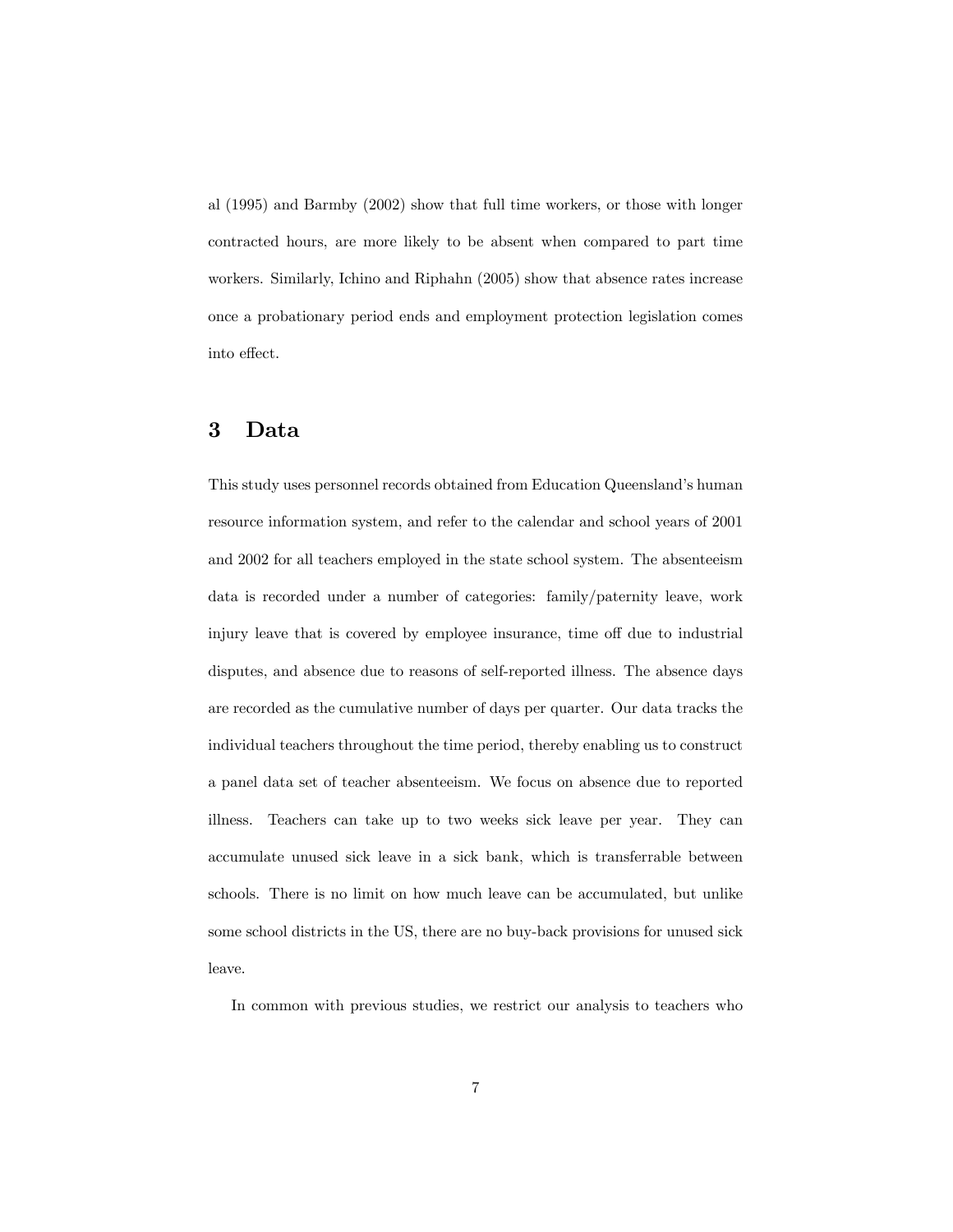al (1995) and Barmby (2002) show that full time workers, or those with longer contracted hours, are more likely to be absent when compared to part time workers. Similarly, Ichino and Riphahn (2005) show that absence rates increase once a probationary period ends and employment protection legislation comes into effect.

# 3 Data

This study uses personnel records obtained from Education Queensland's human resource information system, and refer to the calendar and school years of 2001 and 2002 for all teachers employed in the state school system. The absenteeism data is recorded under a number of categories: family/paternity leave, work injury leave that is covered by employee insurance, time off due to industrial disputes, and absence due to reasons of self-reported illness. The absence days are recorded as the cumulative number of days per quarter. Our data tracks the individual teachers throughout the time period, thereby enabling us to construct a panel data set of teacher absenteeism. We focus on absence due to reported illness. Teachers can take up to two weeks sick leave per year. They can accumulate unused sick leave in a sick bank, which is transferrable between schools. There is no limit on how much leave can be accumulated, but unlike some school districts in the US, there are no buy-back provisions for unused sick leave.

In common with previous studies, we restrict our analysis to teachers who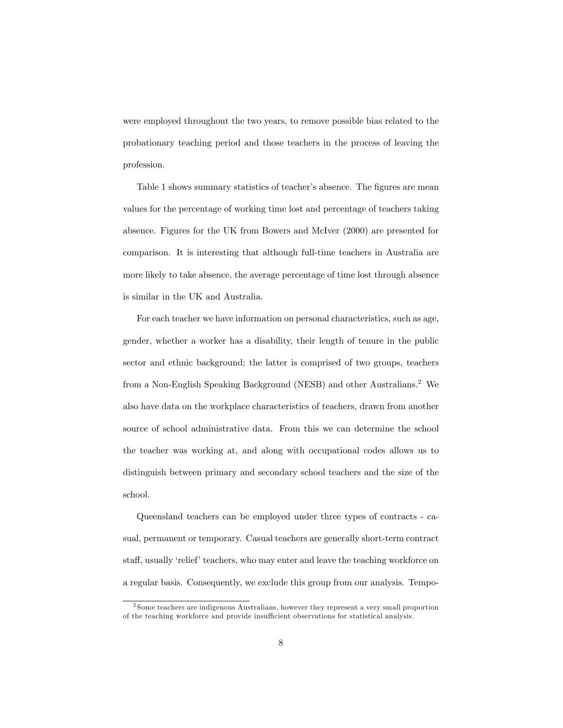were employed throughout the two years, to remove possible bias related to the probationary teaching period and those teachers in the process of leaving the profession.

Table 1 shows summary statistics of teacher's absence. The figures are mean values for the percentage of working time lost and percentage of teachers taking absence. Figures for the UK from Bowers and McIver (2000) are presented for comparison. It is interesting that although full-time teachers in Australia are more likely to take absence, the average percentage of time lost through absence is similar in the UK and Australia.

For each teacher we have information on personal characteristics, such as age, gender, whether a worker has a disability, their length of tenure in the public sector and ethnic background; the latter is comprised of two groups, teachers from a Non-English Speaking Background (NESB) and other Australians.[2] We also have data on the workplace characteristics of teachers, drawn from another source of school administrative data. From this we can determine the school the teacher was working at, and along with occupational codes allows us to distinguish between primary and secondary school teachers and the size of the school.

Queensland teachers can be employed under three types of contracts - casual, permanent or temporary. Casual teachers are generally short-term contract staff, usually 'relief' teachers, who may enter and leave the teaching workforce on a regular basis. Consequently, we exclude this group from our analysis. Tempo-

[2] Some teachers are indigenous Australians, however they represent a very small proportion of the teaching workforce and provide insufficient observations for statistical analysis.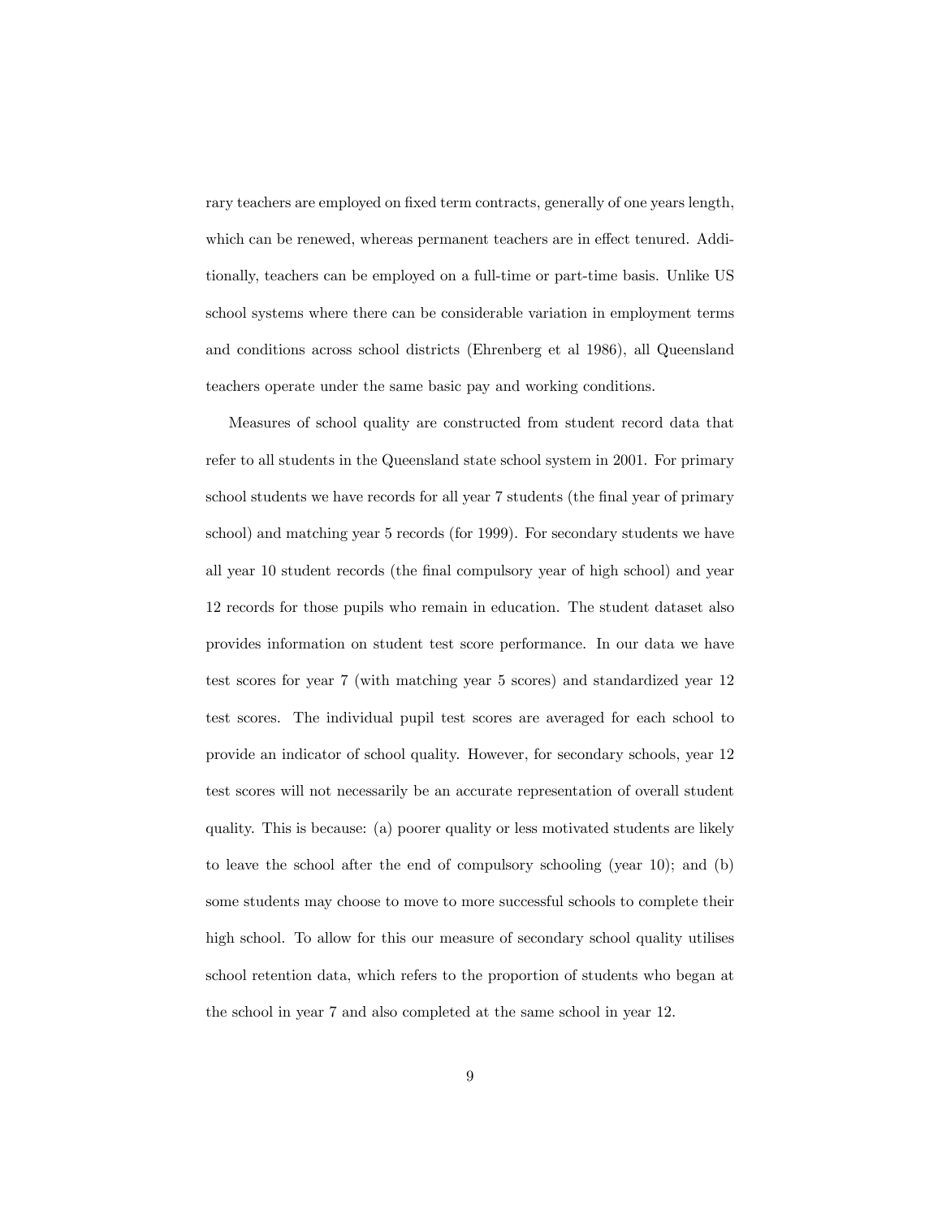rary teachers are employed on fixed term contracts, generally of one years length, which can be renewed, whereas permanent teachers are in effect tenured. Additionally, teachers can be employed on a full-time or part-time basis. Unlike US school systems where there can be considerable variation in employment terms and conditions across school districts (Ehrenberg et al 1986), all Queensland teachers operate under the same basic pay and working conditions.

Measures of school quality are constructed from student record data that refer to all students in the Queensland state school system in 2001. For primary school students we have records for all year 7 students (the final year of primary school) and matching year 5 records (for 1999). For secondary students we have all year 10 student records (the final compulsory year of high school) and year 12 records for those pupils who remain in education. The student dataset also provides information on student test score performance. In our data we have test scores for year 7 (with matching year 5 scores) and standardized year 12 test scores. The individual pupil test scores are averaged for each school to provide an indicator of school quality. However, for secondary schools, year 12 test scores will not necessarily be an accurate representation of overall student quality. This is because: (a) poorer quality or less motivated students are likely to leave the school after the end of compulsory schooling (year 10); and (b) some students may choose to move to more successful schools to complete their high school. To allow for this our measure of secondary school quality utilises school retention data, which refers to the proportion of students who began at the school in year 7 and also completed at the same school in year 12.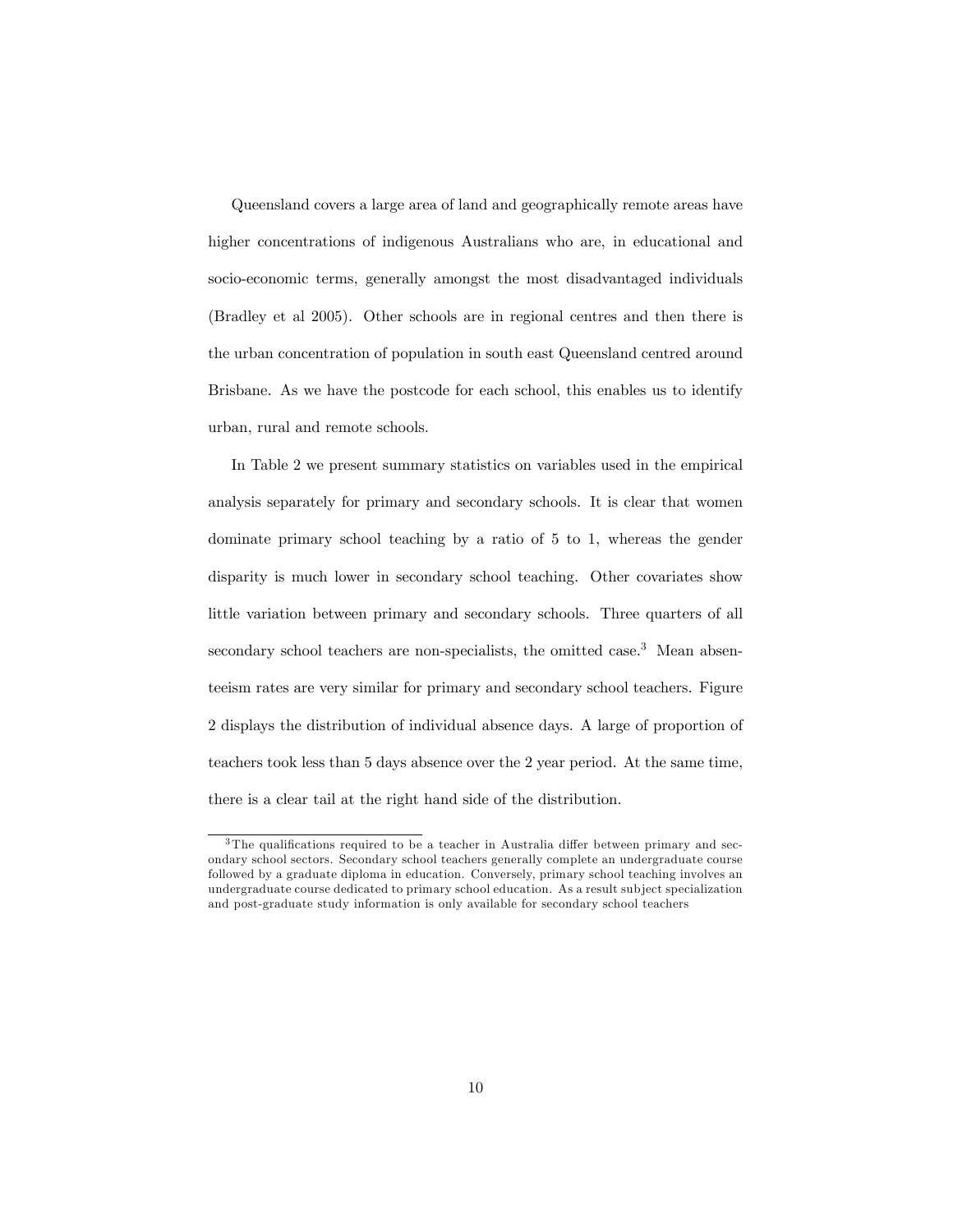Queensland covers a large area of land and geographically remote areas have higher concentrations of indigenous Australians who are, in educational and socio-economic terms, generally amongst the most disadvantaged individuals (Bradley et al 2005). Other schools are in regional centres and then there is the urban concentration of population in south east Queensland centred around Brisbane. As we have the postcode for each school, this enables us to identify urban, rural and remote schools.

In Table 2 we present summary statistics on variables used in the empirical analysis separately for primary and secondary schools. It is clear that women dominate primary school teaching by a ratio of 5 to 1, whereas the gender disparity is much lower in secondary school teaching. Other covariates show little variation between primary and secondary schools. Three quarters of all secondary school teachers are non-specialists, the omitted case.[3] Mean absenteeism rates are very similar for primary and secondary school teachers. Figure 2 displays the distribution of individual absence days. A large of proportion of teachers took less than 5 days absence over the 2 year period. At the same time, there is a clear tail at the right hand side of the distribution.

---

[3] The qualifications required to be a teacher in Australia differ between primary and secondary school sectors. Secondary school teachers generally complete an undergraduate course followed by a graduate diploma in education. Conversely, primary school teaching involves an undergraduate course dedicated to primary school education. As a result subject specialization and post-graduate study information is only available for secondary school teachers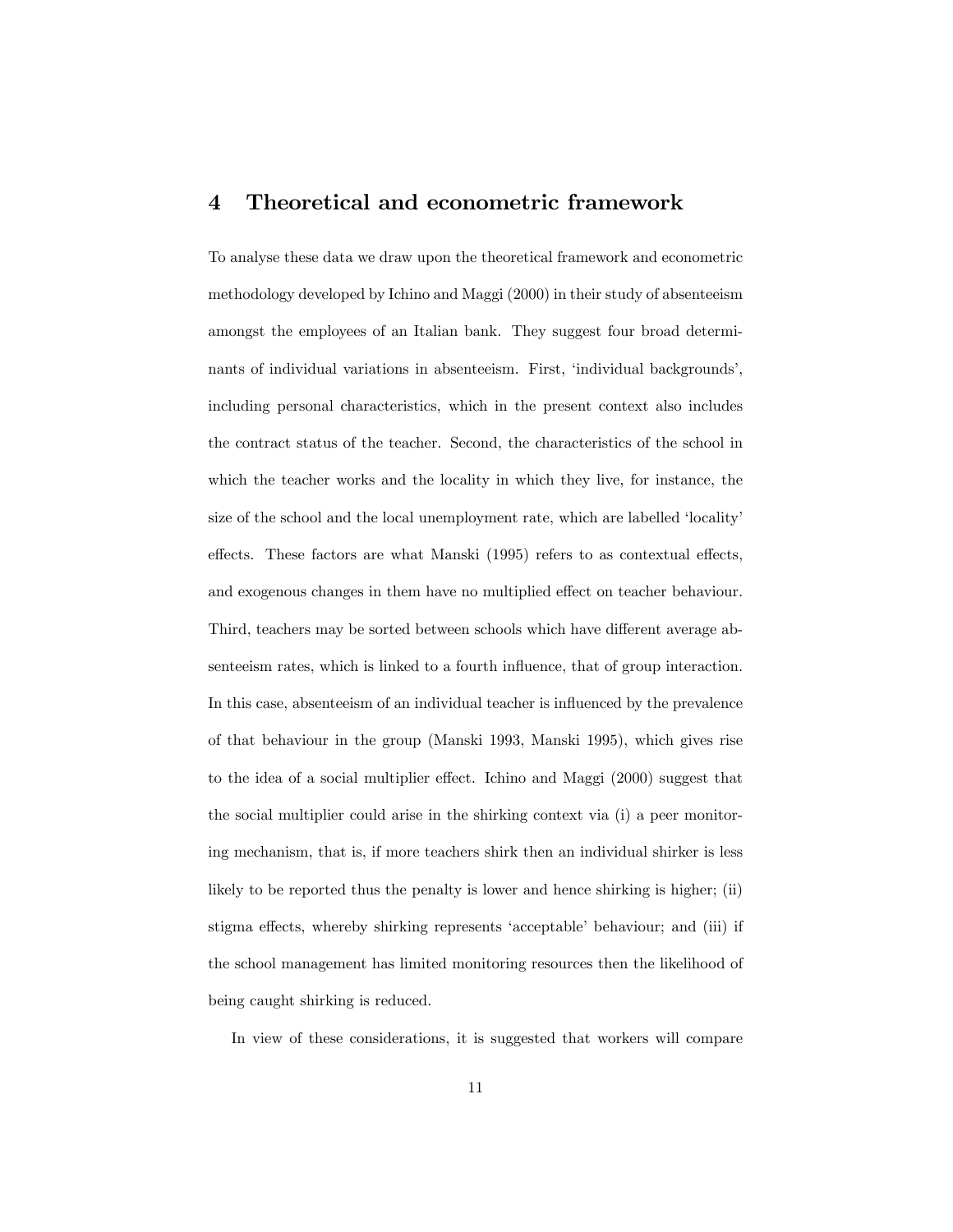# 4 Theoretical and econometric framework

To analyse these data we draw upon the theoretical framework and econometric methodology developed by Ichino and Maggi (2000) in their study of absenteeism amongst the employees of an Italian bank. They suggest four broad determinants of individual variations in absenteeism. First, 'individual backgrounds', including personal characteristics, which in the present context also includes the contract status of the teacher. Second, the characteristics of the school in which the teacher works and the locality in which they live, for instance, the size of the school and the local unemployment rate, which are labelled 'locality' effects. These factors are what Manski (1995) refers to as contextual effects, and exogenous changes in them have no multiplied effect on teacher behaviour. Third, teachers may be sorted between schools which have different average absenteeism rates, which is linked to a fourth influence, that of group interaction. In this case, absenteeism of an individual teacher is influenced by the prevalence of that behaviour in the group (Manski 1993, Manski 1995), which gives rise to the idea of a social multiplier effect. Ichino and Maggi (2000) suggest that the social multiplier could arise in the shirking context via (i) a peer monitoring mechanism, that is, if more teachers shirk then an individual shirker is less likely to be reported thus the penalty is lower and hence shirking is higher; (ii) stigma effects, whereby shirking represents 'acceptable' behaviour; and (iii) if the school management has limited monitoring resources then the likelihood of being caught shirking is reduced.

In view of these considerations, it is suggested that workers will compare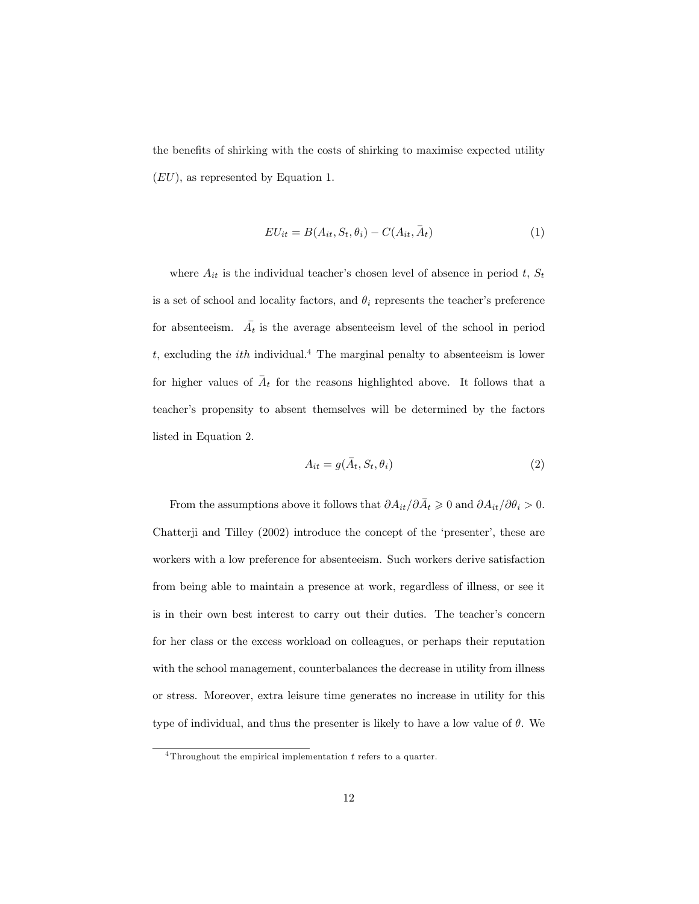the benefits of shirking with the costs of shirking to maximise expected utility ($EU$), as represented by Equation 1.

$$EU_{it} = B(A_{it}, S_t, \theta_i) - C(A_{it}, \bar{A}_t) \quad (1)$$

where $A_{it}$ is the individual teacher's chosen level of absence in period $t$, $S_t$ is a set of school and locality factors, and $\theta_i$ represents the teacher's preference for absenteeism. $\bar{A_t}$ is the average absenteeism level of the school in period $t$, excluding the *ith* individual.[4] The marginal penalty to absenteeism is lower for higher values of $\bar{A}_t$ for the reasons highlighted above. It follows that a teacher's propensity to absent themselves will be determined by the factors listed in Equation 2.

$$A_{it} = g(\bar{A}_t, S_t, \theta_i) \quad (2)$$

From the assumptions above it follows that $\partial A_{it}/\partial \bar{A}_t \geqslant 0$ and $\partial A_{it}/\partial \theta_i > 0$. Chatterji and Tilley (2002) introduce the concept of the 'presenter', these are workers with a low preference for absenteeism. Such workers derive satisfaction from being able to maintain a presence at work, regardless of illness, or see it is in their own best interest to carry out their duties. The teacher's concern for her class or the excess workload on colleagues, or perhaps their reputation with the school management, counterbalances the decrease in utility from illness or stress. Moreover, extra leisure time generates no increase in utility for this type of individual, and thus the presenter is likely to have a low value of $\theta$. We

[4] Throughout the empirical implementation $t$ refers to a quarter.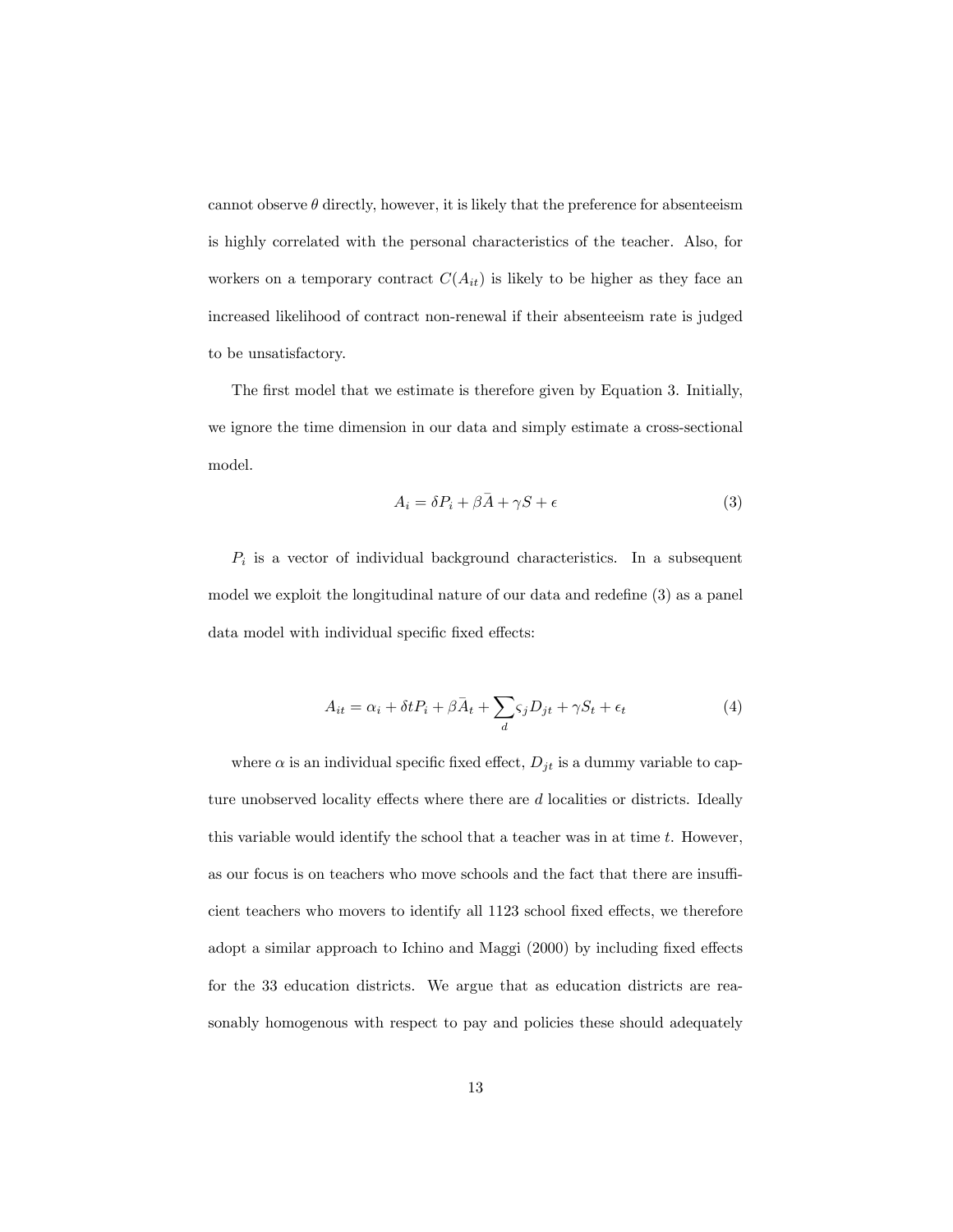cannot observe $\theta$ directly, however, it is likely that the preference for absenteeism is highly correlated with the personal characteristics of the teacher. Also, for workers on a temporary contract $C(A_{it})$ is likely to be higher as they face an increased likelihood of contract non-renewal if their absenteeism rate is judged to be unsatisfactory.

The first model that we estimate is therefore given by Equation 3. Initially, we ignore the time dimension in our data and simply estimate a cross-sectional model.

$$A_i = \delta P_i + \beta \bar{A} + \gamma S + \epsilon \tag{3}$$

$P_i$ is a vector of individual background characteristics. In a subsequent model we exploit the longitudinal nature of our data and redefine (3) as a panel data model with individual specific fixed effects:

$$A_{it} = \alpha_i + \delta t P_i + \beta \bar{A}_t + \sum_d \varsigma_j D_{jt} + \gamma S_t + \epsilon_t \tag{4}$$

where $\alpha$ is an individual specific fixed effect, $D_{jt}$ is a dummy variable to capture unobserved locality effects where there are $d$ localities or districts. Ideally this variable would identify the school that a teacher was in at time $t$. However, as our focus is on teachers who move schools and the fact that there are insufficient teachers who movers to identify all 1123 school fixed effects, we therefore adopt a similar approach to Ichino and Maggi (2000) by including fixed effects for the 33 education districts. We argue that as education districts are reasonably homogenous with respect to pay and policies these should adequately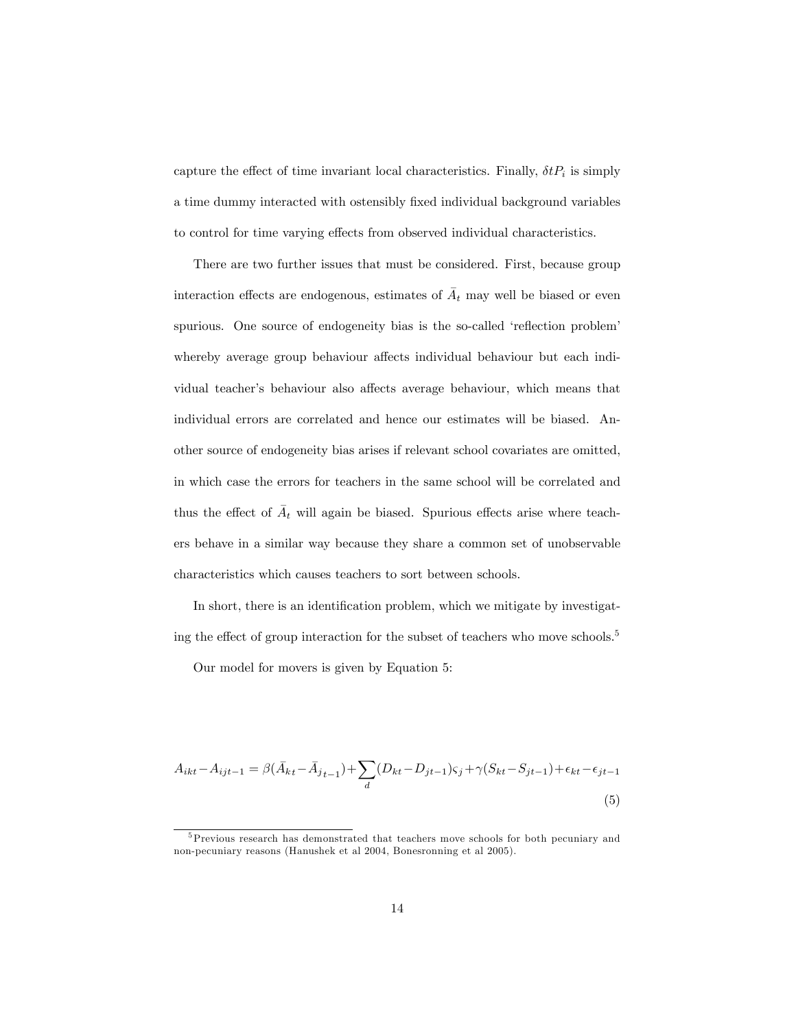capture the effect of time invariant local characteristics. Finally, $\delta t P_i$ is simply a time dummy interacted with ostensibly fixed individual background variables to control for time varying effects from observed individual characteristics.

There are two further issues that must be considered. First, because group interaction effects are endogenous, estimates of $\bar{A}_t$ may well be biased or even spurious. One source of endogeneity bias is the so-called 'reflection problem' whereby average group behaviour affects individual behaviour but each individual teacher's behaviour also affects average behaviour, which means that individual errors are correlated and hence our estimates will be biased. Another source of endogeneity bias arises if relevant school covariates are omitted, in which case the errors for teachers in the same school will be correlated and thus the effect of $\bar{A}_t$ will again be biased. Spurious effects arise where teachers behave in a similar way because they share a common set of unobservable characteristics which causes teachers to sort between schools.

In short, there is an identification problem, which we mitigate by investigating the effect of group interaction for the subset of teachers who move schools.[5]

Our model for movers is given by Equation 5:

$$A_{ikt} - A_{ijt-1} = \beta(\bar{A}_{kt} - \bar{A}_{j_{t-1}}) + \sum_{d}(D_{kt} - D_{jt-1})\varsigma_j + \gamma(S_{kt} - S_{jt-1}) + \epsilon_{kt} - \epsilon_{jt-1} \tag{5}$$

[5] Previous research has demonstrated that teachers move schools for both pecuniary and non-pecuniary reasons (Hanushek et al 2004, Bonesronning et al 2005).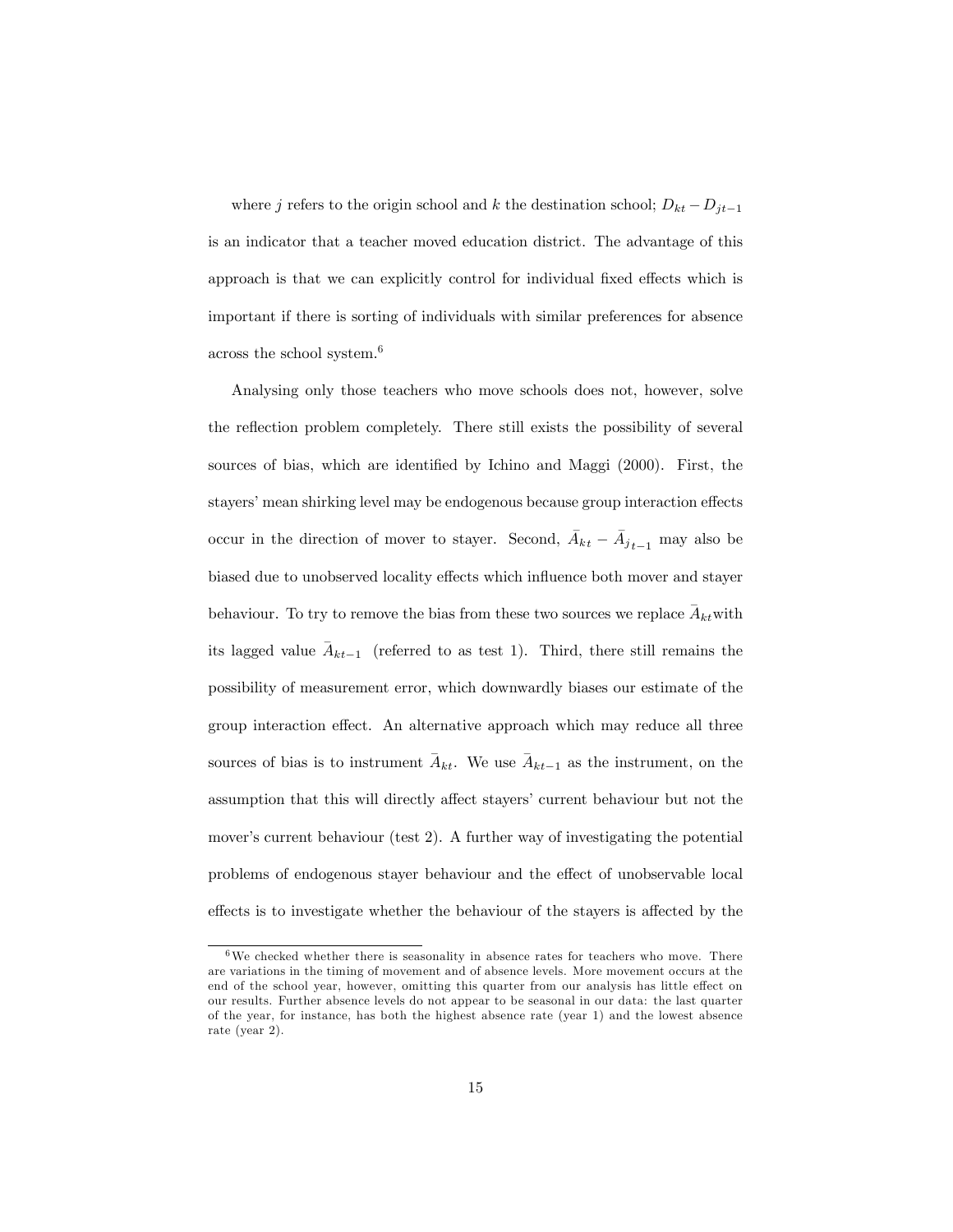where $j$ refers to the origin school and $k$ the destination school; $D_{kt} - D_{jt-1}$ is an indicator that a teacher moved education district. The advantage of this approach is that we can explicitly control for individual fixed effects which is important if there is sorting of individuals with similar preferences for absence across the school system.[6]

Analysing only those teachers who move schools does not, however, solve the reflection problem completely. There still exists the possibility of several sources of bias, which are identified by Ichino and Maggi (2000). First, the stayers' mean shirking level may be endogenous because group interaction effects occur in the direction of mover to stayer. Second, $\bar{A}_{kt} - \bar{A}_{j_{t-1}}$ may also be biased due to unobserved locality effects which influence both mover and stayer behaviour. To try to remove the bias from these two sources we replace $\bar{A}_{kt}$with its lagged value $\bar{A}_{kt-1}$ (referred to as test 1). Third, there still remains the possibility of measurement error, which downwardly biases our estimate of the group interaction effect. An alternative approach which may reduce all three sources of bias is to instrument $\bar{A}_{kt}$. We use $\bar{A}_{kt-1}$ as the instrument, on the assumption that this will directly affect stayers' current behaviour but not the mover's current behaviour (test 2). A further way of investigating the potential problems of endogenous stayer behaviour and the effect of unobservable local effects is to investigate whether the behaviour of the stayers is affected by the

[6] We checked whether there is seasonality in absence rates for teachers who move. There are variations in the timing of movement and of absence levels. More movement occurs at the end of the school year, however, omitting this quarter from our analysis has little effect on our results. Further absence levels do not appear to be seasonal in our data: the last quarter of the year, for instance, has both the highest absence rate (year 1) and the lowest absence rate (year 2).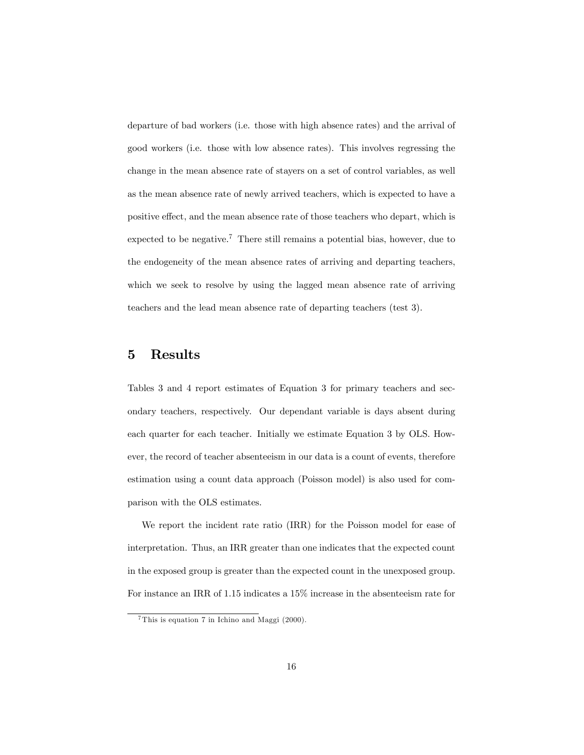departure of bad workers (i.e. those with high absence rates) and the arrival of good workers (i.e. those with low absence rates). This involves regressing the change in the mean absence rate of stayers on a set of control variables, as well as the mean absence rate of newly arrived teachers, which is expected to have a positive effect, and the mean absence rate of those teachers who depart, which is expected to be negative.[7] There still remains a potential bias, however, due to the endogeneity of the mean absence rates of arriving and departing teachers, which we seek to resolve by using the lagged mean absence rate of arriving teachers and the lead mean absence rate of departing teachers (test 3).

# 5 Results

Tables 3 and 4 report estimates of Equation 3 for primary teachers and secondary teachers, respectively. Our dependant variable is days absent during each quarter for each teacher. Initially we estimate Equation 3 by OLS. However, the record of teacher absenteeism in our data is a count of events, therefore estimation using a count data approach (Poisson model) is also used for comparison with the OLS estimates.

We report the incident rate ratio (IRR) for the Poisson model for ease of interpretation. Thus, an IRR greater than one indicates that the expected count in the exposed group is greater than the expected count in the unexposed group. For instance an IRR of 1.15 indicates a 15% increase in the absenteeism rate for

[7] This is equation 7 in Ichino and Maggi (2000).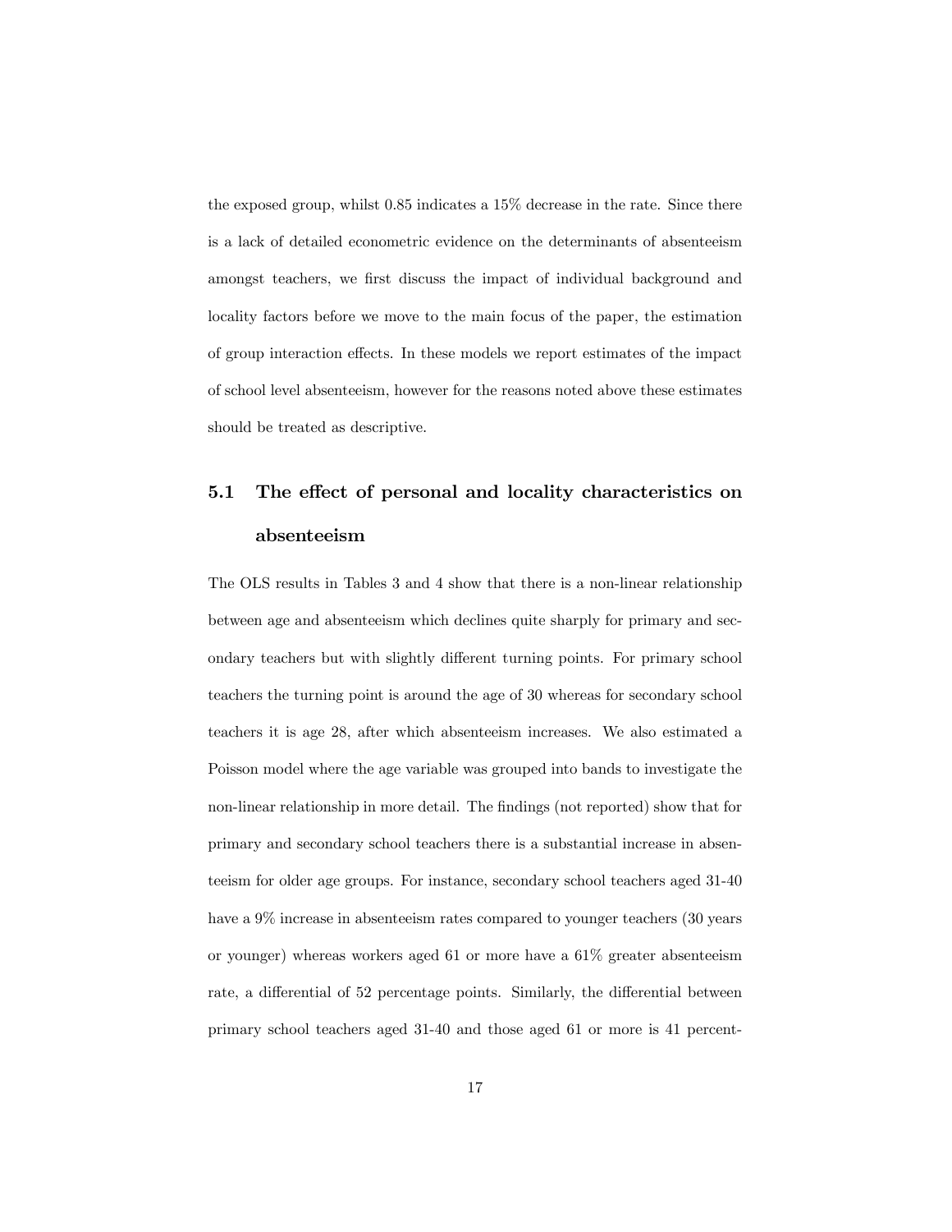the exposed group, whilst 0.85 indicates a 15% decrease in the rate. Since there is a lack of detailed econometric evidence on the determinants of absenteeism amongst teachers, we first discuss the impact of individual background and locality factors before we move to the main focus of the paper, the estimation of group interaction effects. In these models we report estimates of the impact of school level absenteeism, however for the reasons noted above these estimates should be treated as descriptive.

## 5.1 The effect of personal and locality characteristics on absenteeism

The OLS results in Tables 3 and 4 show that there is a non-linear relationship between age and absenteeism which declines quite sharply for primary and secondary teachers but with slightly different turning points. For primary school teachers the turning point is around the age of 30 whereas for secondary school teachers it is age 28, after which absenteeism increases. We also estimated a Poisson model where the age variable was grouped into bands to investigate the non-linear relationship in more detail. The findings (not reported) show that for primary and secondary school teachers there is a substantial increase in absenteeism for older age groups. For instance, secondary school teachers aged 31-40 have a 9% increase in absenteeism rates compared to younger teachers (30 years or younger) whereas workers aged 61 or more have a 61% greater absenteeism rate, a differential of 52 percentage points. Similarly, the differential between primary school teachers aged 31-40 and those aged 61 or more is 41 percent-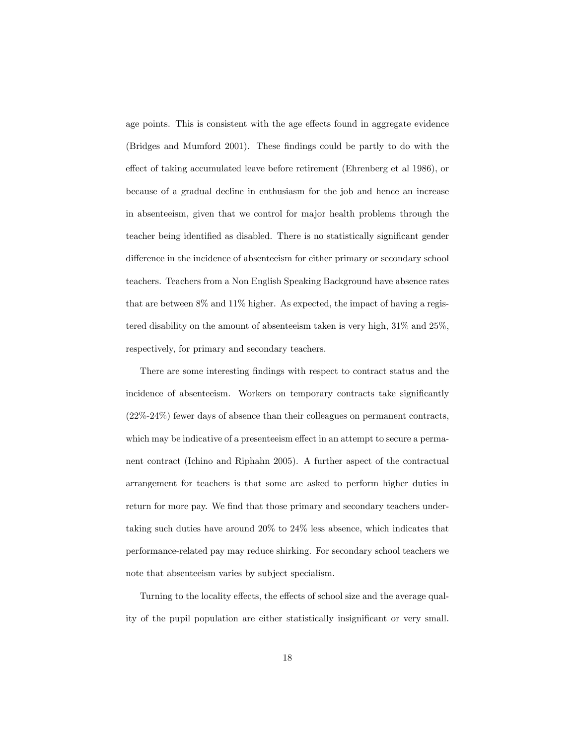age points. This is consistent with the age effects found in aggregate evidence (Bridges and Mumford 2001). These findings could be partly to do with the effect of taking accumulated leave before retirement (Ehrenberg et al 1986), or because of a gradual decline in enthusiasm for the job and hence an increase in absenteeism, given that we control for major health problems through the teacher being identified as disabled. There is no statistically significant gender difference in the incidence of absenteeism for either primary or secondary school teachers. Teachers from a Non English Speaking Background have absence rates that are between 8% and 11% higher. As expected, the impact of having a registered disability on the amount of absenteeism taken is very high, 31% and 25%, respectively, for primary and secondary teachers.

There are some interesting findings with respect to contract status and the incidence of absenteeism. Workers on temporary contracts take significantly (22%-24%) fewer days of absence than their colleagues on permanent contracts, which may be indicative of a presenteeism effect in an attempt to secure a permanent contract (Ichino and Riphahn 2005). A further aspect of the contractual arrangement for teachers is that some are asked to perform higher duties in return for more pay. We find that those primary and secondary teachers undertaking such duties have around 20% to 24% less absence, which indicates that performance-related pay may reduce shirking. For secondary school teachers we note that absenteeism varies by subject specialism.

Turning to the locality effects, the effects of school size and the average quality of the pupil population are either statistically insignificant or very small.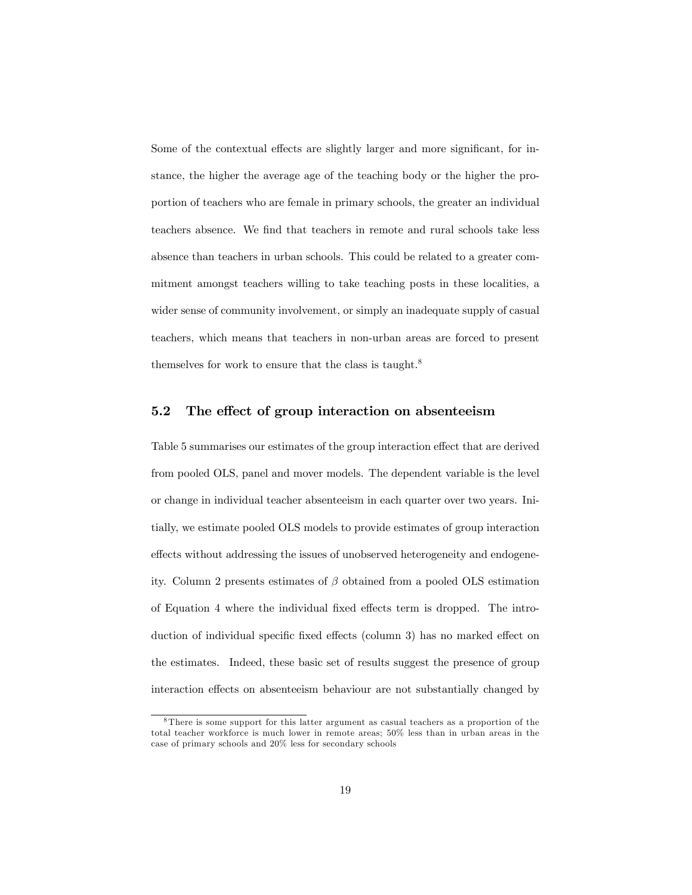Some of the contextual effects are slightly larger and more significant, for instance, the higher the average age of the teaching body or the higher the proportion of teachers who are female in primary schools, the greater an individual teachers absence. We find that teachers in remote and rural schools take less absence than teachers in urban schools. This could be related to a greater commitment amongst teachers willing to take teaching posts in these localities, a wider sense of community involvement, or simply an inadequate supply of casual teachers, which means that teachers in non-urban areas are forced to present themselves for work to ensure that the class is taught.[8]

## 5.2 The effect of group interaction on absenteeism

Table 5 summarises our estimates of the group interaction effect that are derived from pooled OLS, panel and mover models. The dependent variable is the level or change in individual teacher absenteeism in each quarter over two years. Initially, we estimate pooled OLS models to provide estimates of group interaction effects without addressing the issues of unobserved heterogeneity and endogeneity. Column 2 presents estimates of $\beta$ obtained from a pooled OLS estimation of Equation 4 where the individual fixed effects term is dropped. The introduction of individual specific fixed effects (column 3) has no marked effect on the estimates. Indeed, these basic set of results suggest the presence of group interaction effects on absenteeism behaviour are not substantially changed by

[8] There is some support for this latter argument as casual teachers as a proportion of the total teacher workforce is much lower in remote areas; 50% less than in urban areas in the case of primary schools and 20% less for secondary schools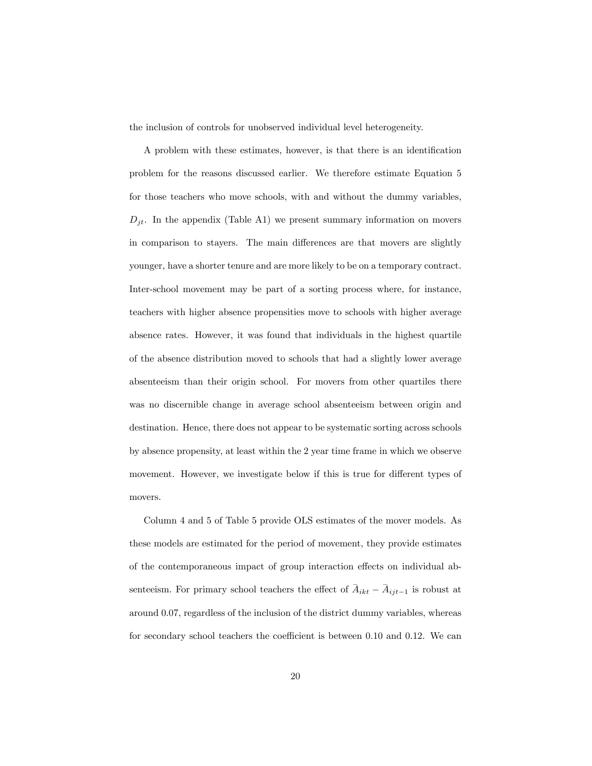the inclusion of controls for unobserved individual level heterogeneity.

A problem with these estimates, however, is that there is an identification problem for the reasons discussed earlier. We therefore estimate Equation 5 for those teachers who move schools, with and without the dummy variables, $D_{jt}$. In the appendix (Table A1) we present summary information on movers in comparison to stayers. The main differences are that movers are slightly younger, have a shorter tenure and are more likely to be on a temporary contract. Inter-school movement may be part of a sorting process where, for instance, teachers with higher absence propensities move to schools with higher average absence rates. However, it was found that individuals in the highest quartile of the absence distribution moved to schools that had a slightly lower average absenteeism than their origin school. For movers from other quartiles there was no discernible change in average school absenteeism between origin and destination. Hence, there does not appear to be systematic sorting across schools by absence propensity, at least within the 2 year time frame in which we observe movement. However, we investigate below if this is true for different types of movers.

Column 4 and 5 of Table 5 provide OLS estimates of the mover models. As these models are estimated for the period of movement, they provide estimates of the contemporaneous impact of group interaction effects on individual absenteeism. For primary school teachers the effect of $\bar{A}_{ikt} - \bar{A}_{ijt-1}$ is robust at around 0.07, regardless of the inclusion of the district dummy variables, whereas for secondary school teachers the coefficient is between 0.10 and 0.12. We can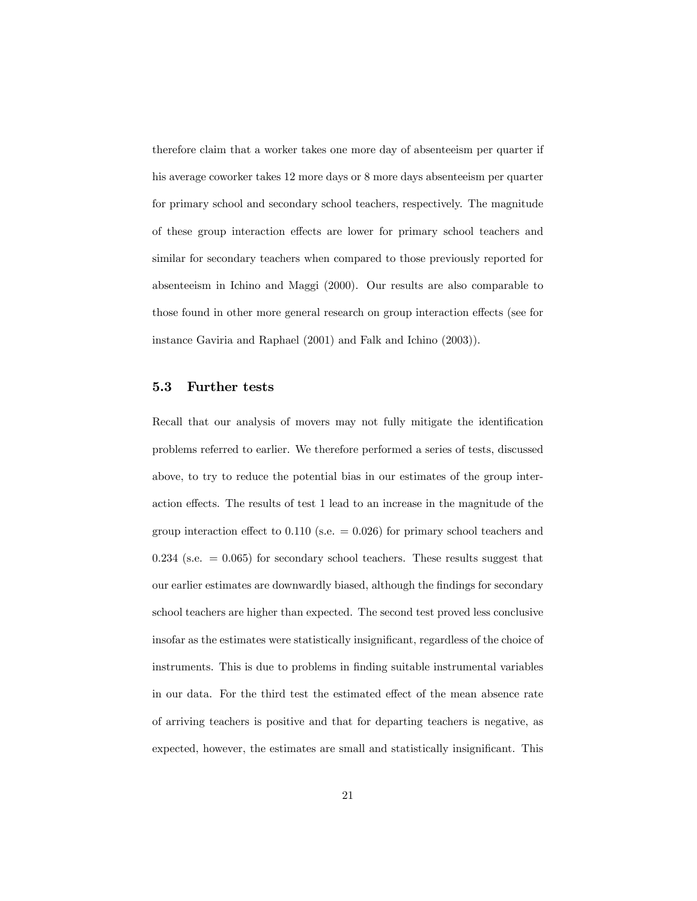therefore claim that a worker takes one more day of absenteeism per quarter if his average coworker takes 12 more days or 8 more days absenteeism per quarter for primary school and secondary school teachers, respectively. The magnitude of these group interaction effects are lower for primary school teachers and similar for secondary teachers when compared to those previously reported for absenteeism in Ichino and Maggi (2000). Our results are also comparable to those found in other more general research on group interaction effects (see for instance Gaviria and Raphael (2001) and Falk and Ichino (2003)).

### 5.3 Further tests

Recall that our analysis of movers may not fully mitigate the identification problems referred to earlier. We therefore performed a series of tests, discussed above, to try to reduce the potential bias in our estimates of the group interaction effects. The results of test 1 lead to an increase in the magnitude of the group interaction effect to 0.110 (s.e. = 0.026) for primary school teachers and 0.234 (s.e. = 0.065) for secondary school teachers. These results suggest that our earlier estimates are downwardly biased, although the findings for secondary school teachers are higher than expected. The second test proved less conclusive insofar as the estimates were statistically insignificant, regardless of the choice of instruments. This is due to problems in finding suitable instrumental variables in our data. For the third test the estimated effect of the mean absence rate of arriving teachers is positive and that for departing teachers is negative, as expected, however, the estimates are small and statistically insignificant. This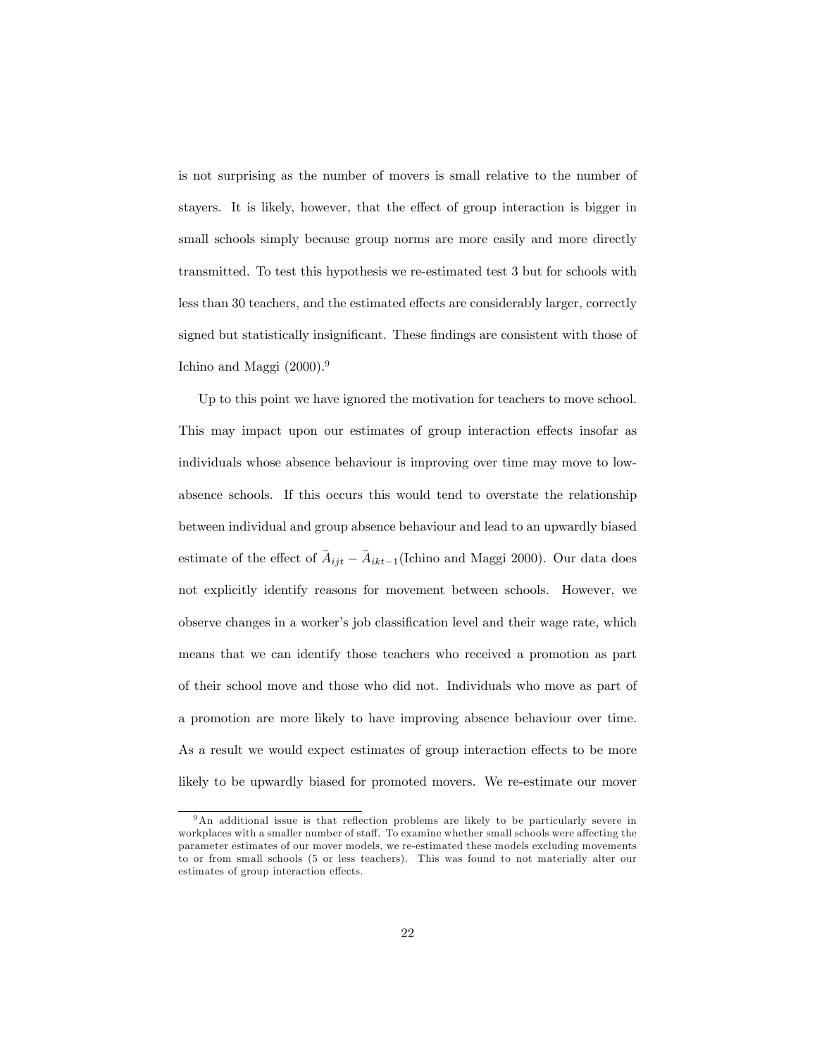is not surprising as the number of movers is small relative to the number of stayers. It is likely, however, that the effect of group interaction is bigger in small schools simply because group norms are more easily and more directly transmitted. To test this hypothesis we re-estimated test 3 but for schools with less than 30 teachers, and the estimated effects are considerably larger, correctly signed but statistically insignificant. These findings are consistent with those of Ichino and Maggi (2000).[9]

Up to this point we have ignored the motivation for teachers to move school. This may impact upon our estimates of group interaction effects insofar as individuals whose absence behaviour is improving over time may move to low-absence schools. If this occurs this would tend to overstate the relationship between individual and group absence behaviour and lead to an upwardly biased estimate of the effect of $\bar{A}_{ijt} - \bar{A}_{ikt-1}$(Ichino and Maggi 2000). Our data does not explicitly identify reasons for movement between schools. However, we observe changes in a worker's job classification level and their wage rate, which means that we can identify those teachers who received a promotion as part of their school move and those who did not. Individuals who move as part of a promotion are more likely to have improving absence behaviour over time. As a result we would expect estimates of group interaction effects to be more likely to be upwardly biased for promoted movers. We re-estimate our mover

[9] An additional issue is that reflection problems are likely to be particularly severe in workplaces with a smaller number of staff. To examine whether small schools were affecting the parameter estimates of our mover models, we re-estimated these models excluding movements to or from small schools (5 or less teachers). This was found to not materially alter our estimates of group interaction effects.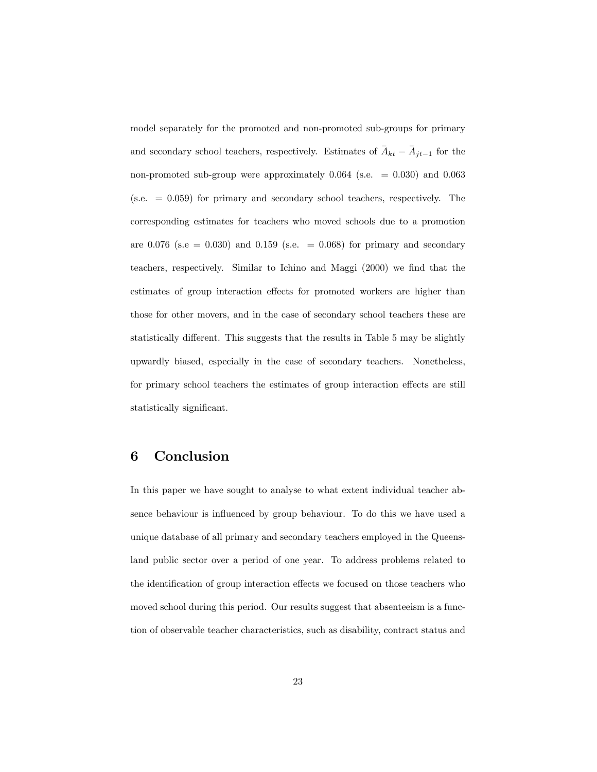model separately for the promoted and non-promoted sub-groups for primary and secondary school teachers, respectively. Estimates of $\bar{A}_{kt} - \bar{A}_{jt-1}$ for the non-promoted sub-group were approximately 0.064 (s.e. $= 0.030$) and 0.063 (s.e. $= 0.059$) for primary and secondary school teachers, respectively. The corresponding estimates for teachers who moved schools due to a promotion are 0.076 (s.e $= 0.030$) and 0.159 (s.e. $= 0.068$) for primary and secondary teachers, respectively. Similar to Ichino and Maggi (2000) we find that the estimates of group interaction effects for promoted workers are higher than those for other movers, and in the case of secondary school teachers these are statistically different. This suggests that the results in Table 5 may be slightly upwardly biased, especially in the case of secondary teachers. Nonetheless, for primary school teachers the estimates of group interaction effects are still statistically significant.

# 6 Conclusion

In this paper we have sought to analyse to what extent individual teacher absence behaviour is influenced by group behaviour. To do this we have used a unique database of all primary and secondary teachers employed in the Queensland public sector over a period of one year. To address problems related to the identification of group interaction effects we focused on those teachers who moved school during this period. Our results suggest that absenteeism is a function of observable teacher characteristics, such as disability, contract status and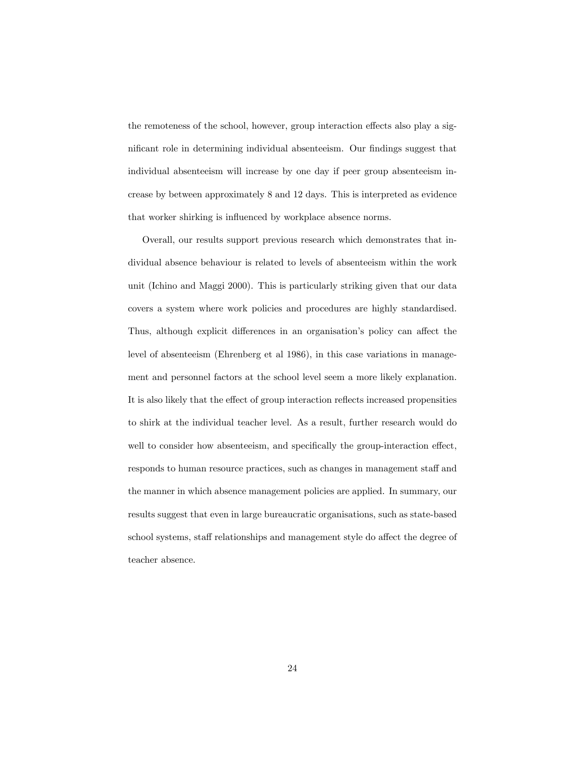the remoteness of the school, however, group interaction effects also play a significant role in determining individual absenteeism. Our findings suggest that individual absenteeism will increase by one day if peer group absenteeism increase by between approximately 8 and 12 days. This is interpreted as evidence that worker shirking is influenced by workplace absence norms.

Overall, our results support previous research which demonstrates that individual absence behaviour is related to levels of absenteeism within the work unit (Ichino and Maggi 2000). This is particularly striking given that our data covers a system where work policies and procedures are highly standardised. Thus, although explicit differences in an organisation's policy can affect the level of absenteeism (Ehrenberg et al 1986), in this case variations in management and personnel factors at the school level seem a more likely explanation. It is also likely that the effect of group interaction reflects increased propensities to shirk at the individual teacher level. As a result, further research would do well to consider how absenteeism, and specifically the group-interaction effect, responds to human resource practices, such as changes in management staff and the manner in which absence management policies are applied. In summary, our results suggest that even in large bureaucratic organisations, such as state-based school systems, staff relationships and management style do affect the degree of teacher absence.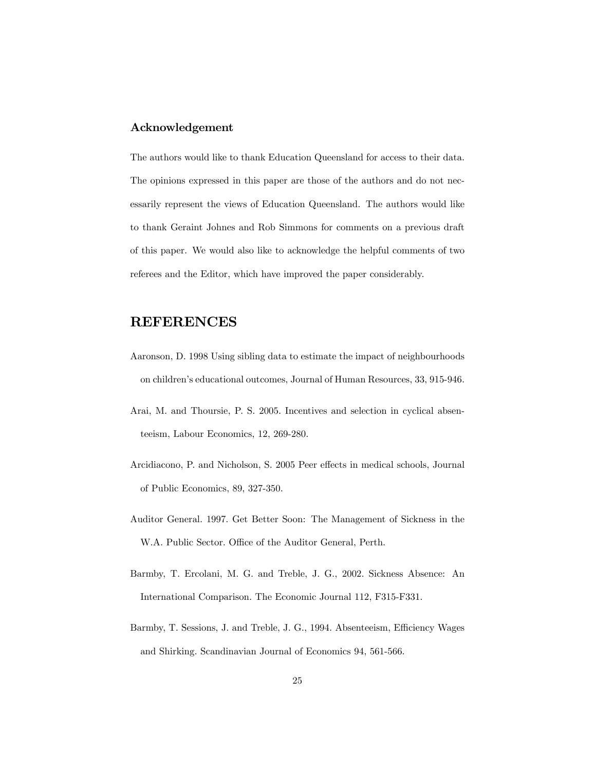### Acknowledgement

The authors would like to thank Education Queensland for access to their data. The opinions expressed in this paper are those of the authors and do not necessarily represent the views of Education Queensland. The authors would like to thank Geraint Johnes and Rob Simmons for comments on a previous draft of this paper. We would also like to acknowledge the helpful comments of two referees and the Editor, which have improved the paper considerably.

## REFERENCES

Aaronson, D. 1998 Using sibling data to estimate the impact of neighbourhoods on children's educational outcomes, Journal of Human Resources, 33, 915-946.

Arai, M. and Thoursie, P. S. 2005. Incentives and selection in cyclical absenteeism, Labour Economics, 12, 269-280.

Arcidiacono, P. and Nicholson, S. 2005 Peer effects in medical schools, Journal of Public Economics, 89, 327-350.

Auditor General. 1997. Get Better Soon: The Management of Sickness in the W.A. Public Sector. Office of the Auditor General, Perth.

Barmby, T. Ercolani, M. G. and Treble, J. G., 2002. Sickness Absence: An International Comparison. The Economic Journal 112, F315-F331.

Barmby, T. Sessions, J. and Treble, J. G., 1994. Absenteeism, Efficiency Wages and Shirking. Scandinavian Journal of Economics 94, 561-566.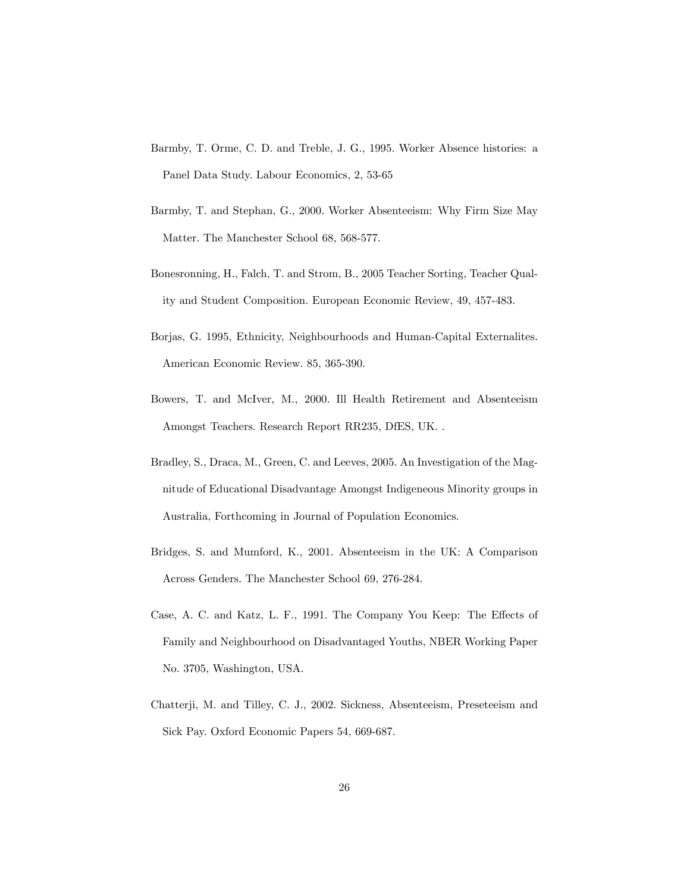Barmby, T. Orme, C. D. and Treble, J. G., 1995. Worker Absence histories: a Panel Data Study. Labour Economics, 2, 53-65

Barmby, T. and Stephan, G., 2000. Worker Absenteeism: Why Firm Size May Matter. The Manchester School 68, 568-577.

Bonesronning, H., Falch, T. and Strom, B., 2005 Teacher Sorting, Teacher Quality and Student Composition. European Economic Review, 49, 457-483.

Borjas, G. 1995, Ethnicity, Neighbourhoods and Human-Capital Externalites. American Economic Review. 85, 365-390.

Bowers, T. and McIver, M., 2000. Ill Health Retirement and Absenteeism Amongst Teachers. Research Report RR235, DfES, UK. .

Bradley, S., Draca, M., Green, C. and Leeves, 2005. An Investigation of the Magnitude of Educational Disadvantage Amongst Indigeneous Minority groups in Australia, Forthcoming in Journal of Population Economics.

Bridges, S. and Mumford, K., 2001. Absenteeism in the UK: A Comparison Across Genders. The Manchester School 69, 276-284.

Case, A. C. and Katz, L. F., 1991. The Company You Keep: The Effects of Family and Neighbourhood on Disadvantaged Youths, NBER Working Paper No. 3705, Washington, USA.

Chatterji, M. and Tilley, C. J., 2002. Sickness, Absenteeism, Preseteeism and Sick Pay. Oxford Economic Papers 54, 669-687.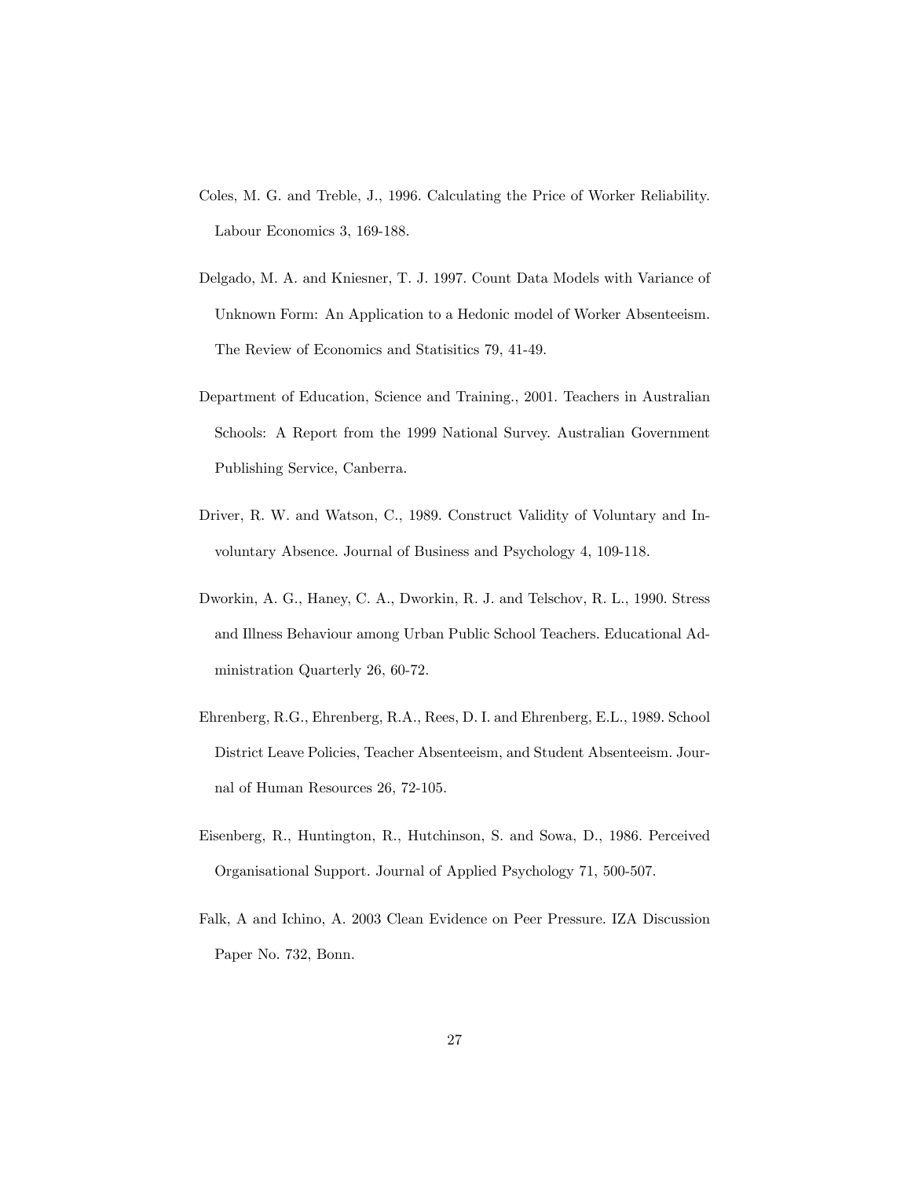Coles, M. G. and Treble, J., 1996. Calculating the Price of Worker Reliability. Labour Economics 3, 169-188.

Delgado, M. A. and Kniesner, T. J. 1997. Count Data Models with Variance of Unknown Form: An Application to a Hedonic model of Worker Absenteeism. The Review of Economics and Statisitics 79, 41-49.

Department of Education, Science and Training., 2001. Teachers in Australian Schools: A Report from the 1999 National Survey. Australian Government Publishing Service, Canberra.

Driver, R. W. and Watson, C., 1989. Construct Validity of Voluntary and Involuntary Absence. Journal of Business and Psychology 4, 109-118.

Dworkin, A. G., Haney, C. A., Dworkin, R. J. and Telschov, R. L., 1990. Stress and Illness Behaviour among Urban Public School Teachers. Educational Administration Quarterly 26, 60-72.

Ehrenberg, R.G., Ehrenberg, R.A., Rees, D. I. and Ehrenberg, E.L., 1989. School District Leave Policies, Teacher Absenteeism, and Student Absenteeism. Journal of Human Resources 26, 72-105.

Eisenberg, R., Huntington, R., Hutchinson, S. and Sowa, D., 1986. Perceived Organisational Support. Journal of Applied Psychology 71, 500-507.

Falk, A and Ichino, A. 2003 Clean Evidence on Peer Pressure. IZA Discussion Paper No. 732, Bonn.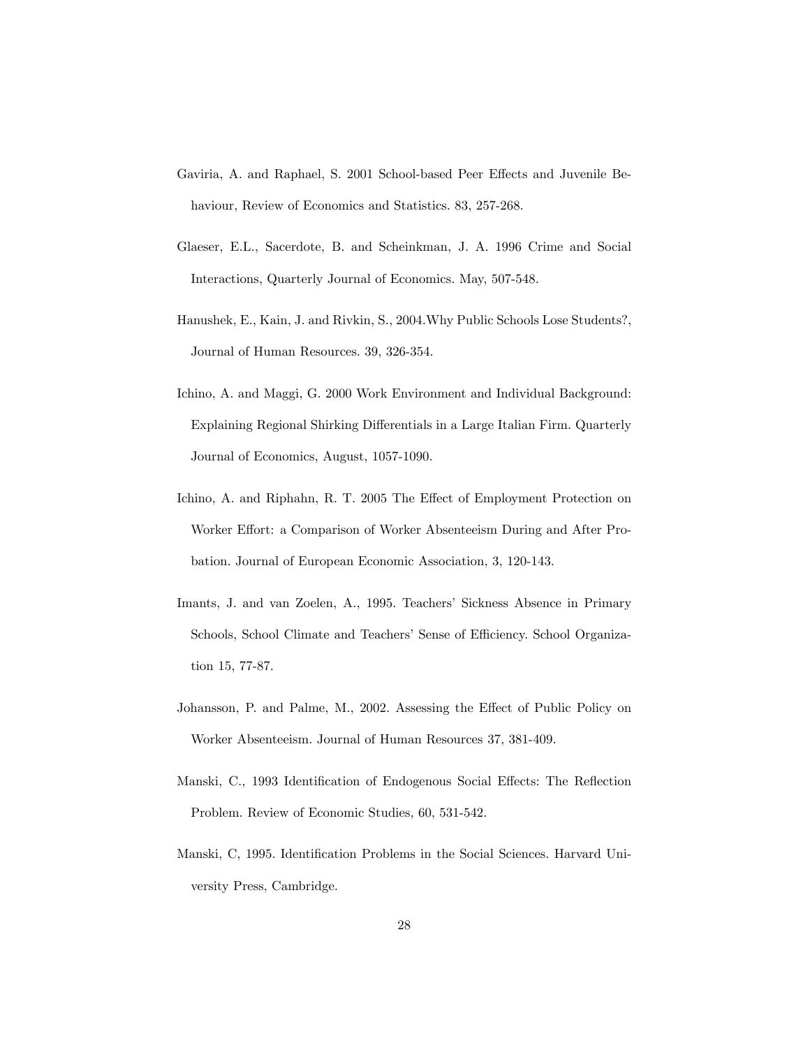Gaviria, A. and Raphael, S. 2001 School-based Peer Effects and Juvenile Behaviour, Review of Economics and Statistics. 83, 257-268.

Glaeser, E.L., Sacerdote, B. and Scheinkman, J. A. 1996 Crime and Social Interactions, Quarterly Journal of Economics. May, 507-548.

Hanushek, E., Kain, J. and Rivkin, S., 2004.Why Public Schools Lose Students?, Journal of Human Resources. 39, 326-354.

Ichino, A. and Maggi, G. 2000 Work Environment and Individual Background: Explaining Regional Shirking Differentials in a Large Italian Firm. Quarterly Journal of Economics, August, 1057-1090.

Ichino, A. and Riphahn, R. T. 2005 The Effect of Employment Protection on Worker Effort: a Comparison of Worker Absenteeism During and After Probation. Journal of European Economic Association, 3, 120-143.

Imants, J. and van Zoelen, A., 1995. Teachers' Sickness Absence in Primary Schools, School Climate and Teachers' Sense of Efficiency. School Organization 15, 77-87.

Johansson, P. and Palme, M., 2002. Assessing the Effect of Public Policy on Worker Absenteeism. Journal of Human Resources 37, 381-409.

Manski, C., 1993 Identification of Endogenous Social Effects: The Reflection Problem. Review of Economic Studies, 60, 531-542.

Manski, C, 1995. Identification Problems in the Social Sciences. Harvard University Press, Cambridge.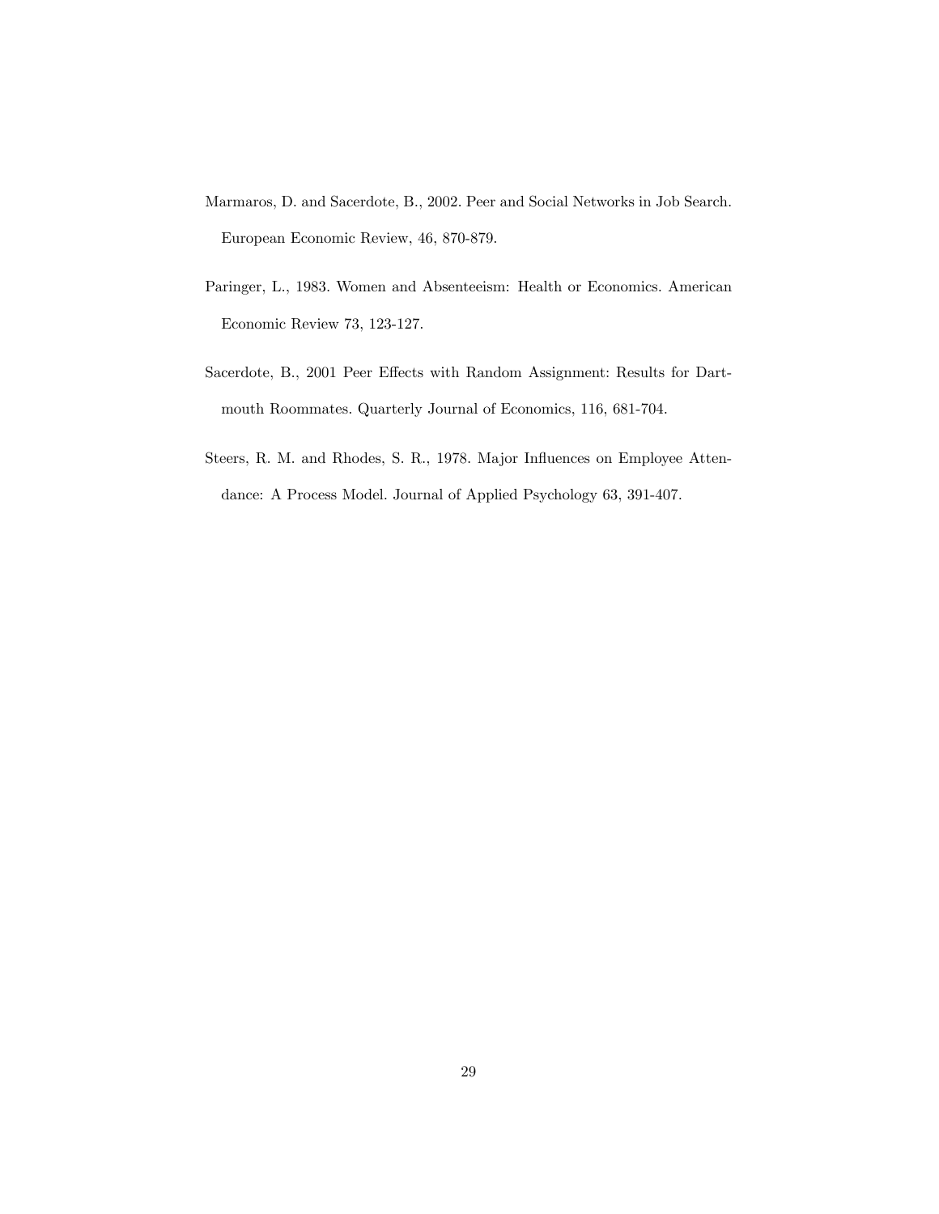Marmaros, D. and Sacerdote, B., 2002. Peer and Social Networks in Job Search. European Economic Review, 46, 870-879.

Paringer, L., 1983. Women and Absenteeism: Health or Economics. American Economic Review 73, 123-127.

Sacerdote, B., 2001 Peer Effects with Random Assignment: Results for Dartmouth Roommates. Quarterly Journal of Economics, 116, 681-704.

Steers, R. M. and Rhodes, S. R., 1978. Major Influences on Employee Attendance: A Process Model. Journal of Applied Psychology 63, 391-407.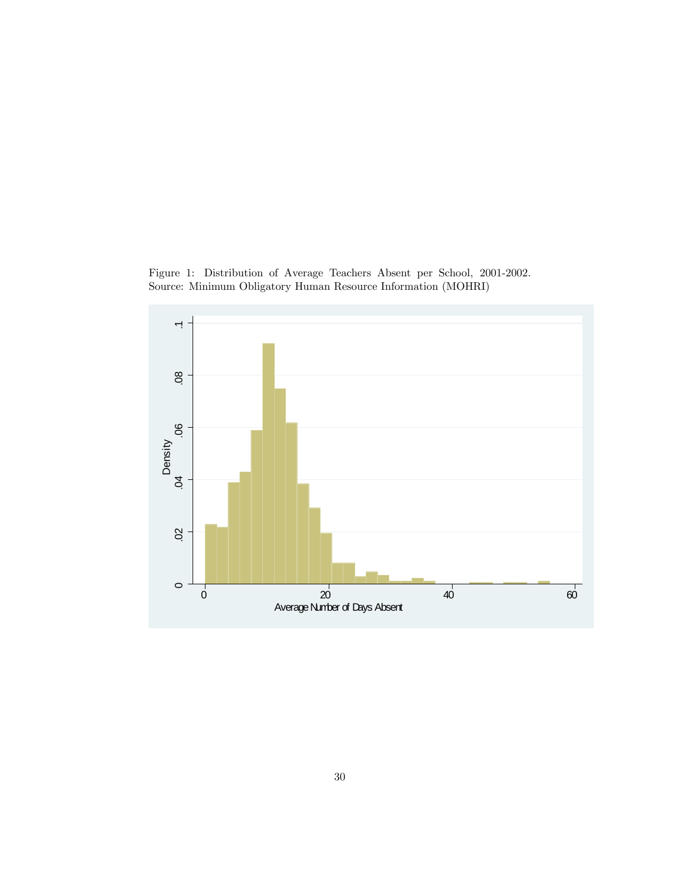Figure 1: Distribution of Average Teachers Absent per School, 2001-2002.
Source: Minimum Obligatory Human Resource Information (MOHRI)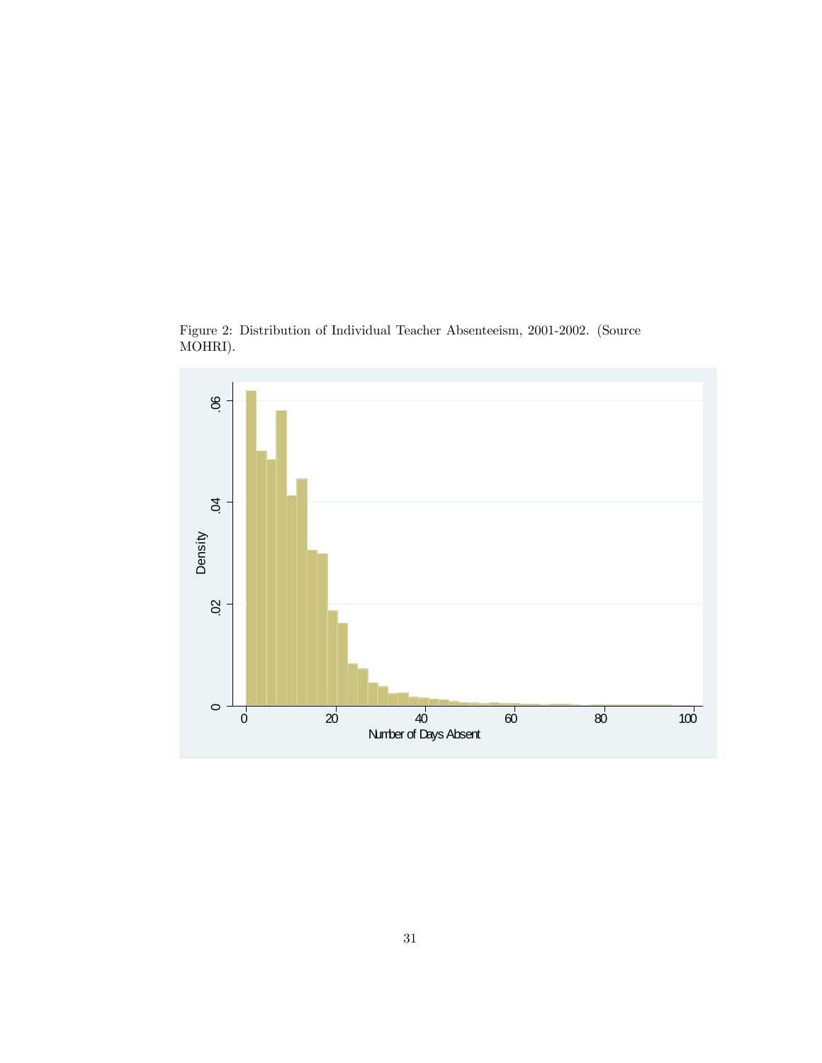Figure 2: Distribution of Individual Teacher Absenteeism, 2001-2002. (Source MOHRI).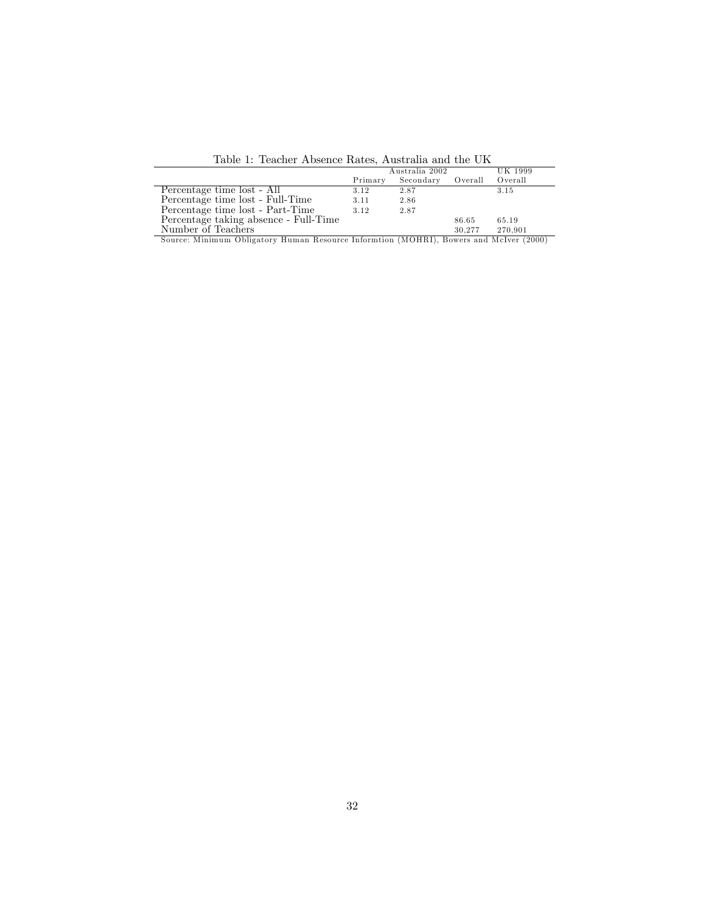Table 1: Teacher Absence Rates, Australia and the UK

| | Australia 2002 | | | UK 1999 |
|---|---|---|---|---|
| | Primary | Secondary | Overall | Overall |
| Percentage time lost - All | 3.12 | 2.87 | | 3.15 |
| Percentage time lost - Full-Time | 3.11 | 2.86 | | |
| Percentage time lost - Part-Time | 3.12 | 2.87 | | |
| Percentage taking absence - Full-Time | | | 86.65 | 65.19 |
| Number of Teachers | | | 30,277 | 270,901 |

Source: Minimum Obligatory Human Resource Informtion (MOHRI), Bowers and McIver (2000)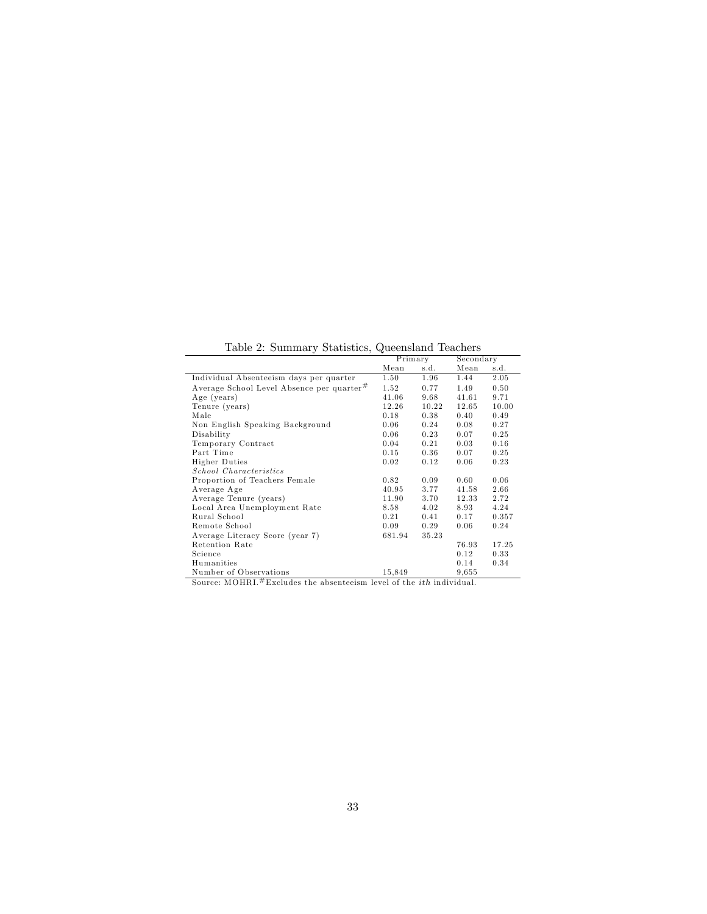Table 2: Summary Statistics, Queensland Teachers

| | Primary | | Secondary | |
|---|---|---|---|---|
| | Mean | s.d. | Mean | s.d. |
| Individual Absenteeism days per quarter | 1.50 | 1.96 | 1.44 | 2.05 |
| Average School Level Absence per quarter# | 1.52 | 0.77 | 1.49 | 0.50 |
| Age (years) | 41.06 | 9.68 | 41.61 | 9.71 |
| Tenure (years) | 12.26 | 10.22 | 12.65 | 10.00 |
| Male | 0.18 | 0.38 | 0.40 | 0.49 |
| Non English Speaking Background | 0.06 | 0.24 | 0.08 | 0.27 |
| Disability | 0.06 | 0.23 | 0.07 | 0.25 |
| Temporary Contract | 0.04 | 0.21 | 0.03 | 0.16 |
| Part Time | 0.15 | 0.36 | 0.07 | 0.25 |
| Higher Duties | 0.02 | 0.12 | 0.06 | 0.23 |
| *School Characteristics* | | | | |
| Proportion of Teachers Female | 0.82 | 0.09 | 0.60 | 0.06 |
| Average Age | 40.95 | 3.77 | 41.58 | 2.66 |
| Average Tenure (years) | 11.90 | 3.70 | 12.33 | 2.72 |
| Local Area Unemployment Rate | 8.58 | 4.02 | 8.93 | 4.24 |
| Rural School | 0.21 | 0.41 | 0.17 | 0.357 |
| Remote School | 0.09 | 0.29 | 0.06 | 0.24 |
| Average Literacy Score (year 7) | 681.94 | 35.23 | | |
| Retention Rate | | | 76.93 | 17.25 |
| Science | | | 0.12 | 0.33 |
| Humanities | | | 0.14 | 0.34 |
| Number of Observations | 15,849 | | 9,655 | |

Source: MOHRI. # Excludes the absenteeism level of the $ith$ individual.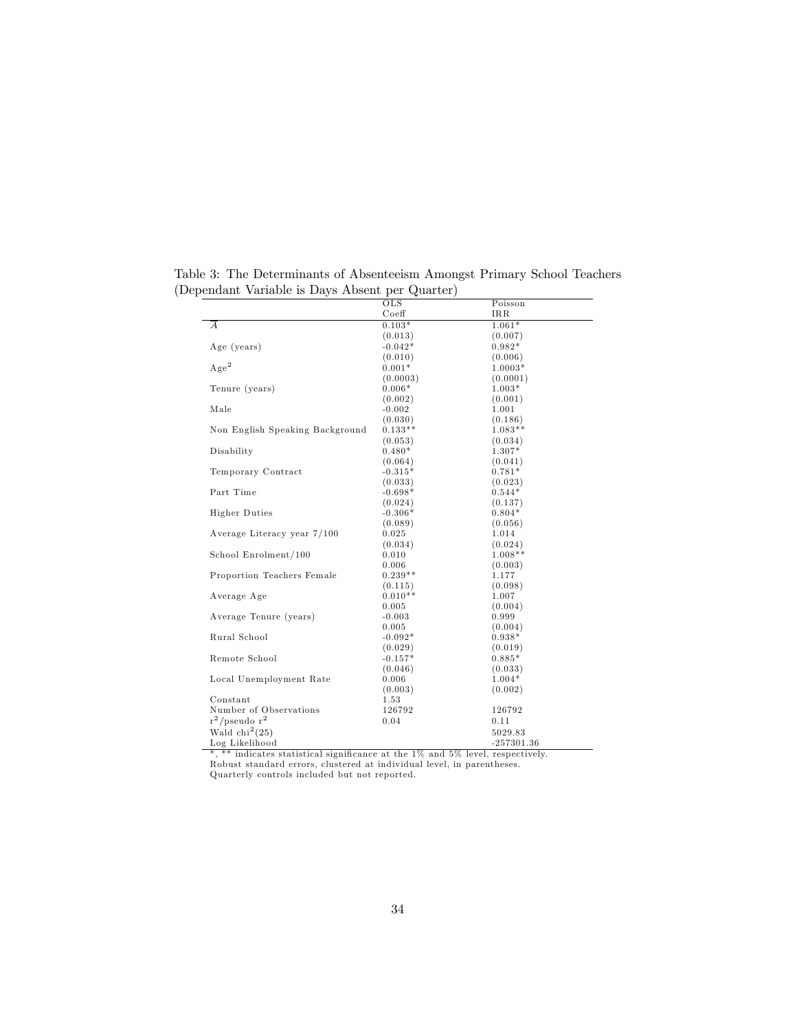Table 3: The Determinants of Absenteeism Amongst Primary School Teachers (Dependant Variable is Days Absent per Quarter)

| | OLS | Poisson |
|---|---|---|
| | Coeff | IRR |
| $\overline{A}$ | 0.103* | 1.061* |
| | (0.013) | (0.007) |
| Age (years) | -0.042* | 0.982* |
| | (0.010) | (0.006) |
| $\text{Age}^2$ | 0.001* | 1.0003* |
| | (0.0003) | (0.0001) |
| Tenure (years) | 0.006* | 1.003* |
| | (0.002) | (0.001) |
| Male | -0.002 | 1.001 |
| | (0.030) | (0.186) |
| Non English Speaking Background | 0.133** | 1.083** |
| | (0.053) | (0.034) |
| Disability | 0.480* | 1.307* |
| | (0.064) | (0.041) |
| Temporary Contract | -0.315* | 0.781* |
| | (0.033) | (0.023) |
| Part Time | -0.698* | 0.544* |
| | (0.024) | (0.137) |
| Higher Duties | -0.306* | 0.804* |
| | (0.089) | (0.056) |
| Average Literacy year 7/100 | 0.025 | 1.014 |
| | (0.034) | (0.024) |
| School Enrolment/100 | 0.010 | 1.008** |
| | 0.006 | (0.003) |
| Proportion Teachers Female | 0.239** | 1.177 |
| | (0.115) | (0.098) |
| Average Age | 0.010** | 1.007 |
| | 0.005 | (0.004) |
| Average Tenure (years) | -0.003 | 0.999 |
| | 0.005 | (0.004) |
| Rural School | -0.092* | 0.938* |
| | (0.029) | (0.019) |
| Remote School | -0.157* | 0.885* |
| | (0.046) | (0.033) |
| Local Unemployment Rate | 0.006 | 1.004* |
| | (0.003) | (0.002) |
| Constant | 1.53 | |
| Number of Observations | 126792 | 126792 |
| $r^2$/pseudo $r^2$ | 0.04 | 0.11 |
| Wald $\text{chi}^2(25)$ | | 5029.83 |
| Log Likelihood | | -257301.36 |

*, ** indicates statistical significance at the 1% and 5% level, respectively.
Robust standard errors, clustered at individual level, in parentheses.
Quarterly controls included but not reported.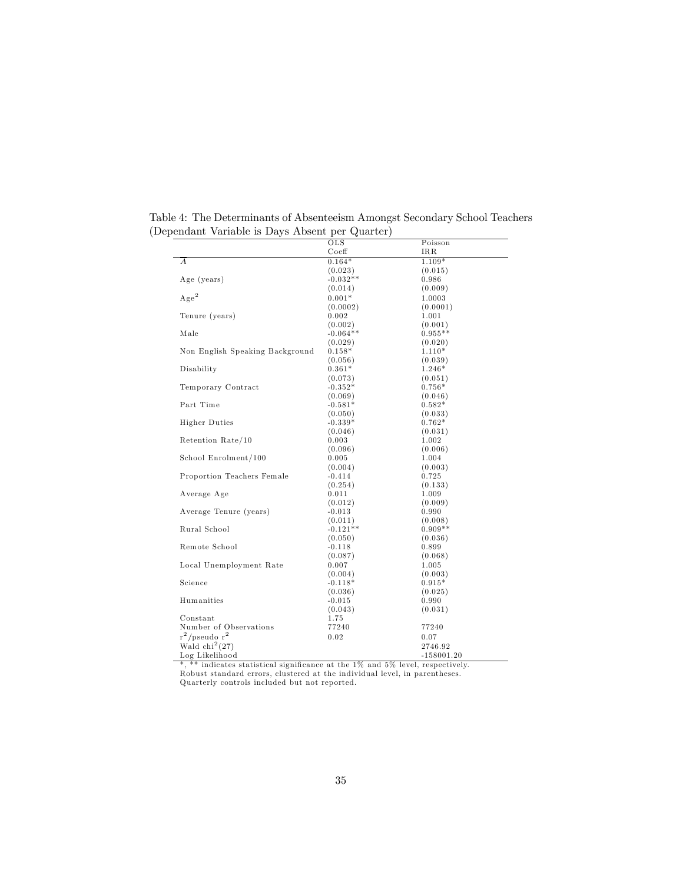Table 4: The Determinants of Absenteeism Amongst Secondary School Teachers (Dependant Variable is Days Absent per Quarter)

| | OLS | Poisson |
|---|---|---|
| | Coeff | IRR |
| $\overline{A}$ | 0.164* | 1.109* |
| | (0.023) | (0.015) |
| Age (years) | -0.032** | 0.986 |
| | (0.014) | (0.009) |
| $\text{Age}^2$ | 0.001* | 1.0003 |
| | (0.0002) | (0.0001) |
| Tenure (years) | 0.002 | 1.001 |
| | (0.002) | (0.001) |
| Male | -0.064** | 0.955** |
| | (0.029) | (0.020) |
| Non English Speaking Background | 0.158* | 1.110* |
| | (0.056) | (0.039) |
| Disability | 0.361* | 1.246* |
| | (0.073) | (0.051) |
| Temporary Contract | -0.352* | 0.756* |
| | (0.069) | (0.046) |
| Part Time | -0.581* | 0.582* |
| | (0.050) | (0.033) |
| Higher Duties | -0.339* | 0.762* |
| | (0.046) | (0.031) |
| Retention Rate/10 | 0.003 | 1.002 |
| | (0.096) | (0.006) |
| School Enrolment/100 | 0.005 | 1.004 |
| | (0.004) | (0.003) |
| Proportion Teachers Female | -0.414 | 0.725 |
| | (0.254) | (0.133) |
| Average Age | 0.011 | 1.009 |
| | (0.012) | (0.009) |
| Average Tenure (years) | -0.013 | 0.990 |
| | (0.011) | (0.008) |
| Rural School | -0.121** | 0.909** |
| | (0.050) | (0.036) |
| Remote School | -0.118 | 0.899 |
| | (0.087) | (0.068) |
| Local Unemployment Rate | 0.007 | 1.005 |
| | (0.004) | (0.003) |
| Science | -0.118* | 0.915* |
| | (0.036) | (0.025) |
| Humanities | -0.015 | 0.990 |
| | (0.043) | (0.031) |
| Constant | 1.75 | |
| Number of Observations | 77240 | 77240 |
| $r^2$/pseudo $r^2$ | 0.02 | 0.07 |
| Wald $\text{chi}^2(27)$ | | 2746.92 |
| Log Likelihood | | -158001.20 |

*, ** indicates statistical significance at the 1% and 5% level, respectively.
Robust standard errors, clustered at the individual level, in parentheses.
Quarterly controls included but not reported.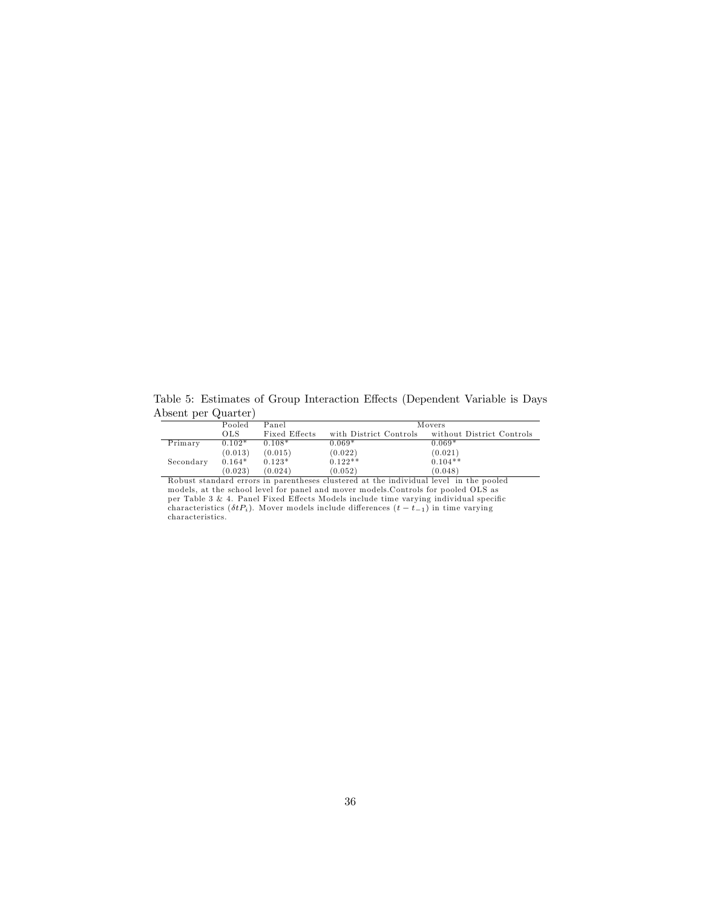Table 5: Estimates of Group Interaction Effects (Dependent Variable is Days Absent per Quarter)

| | Pooled OLS | Panel Fixed Effects | Movers with District Controls | Movers without District Controls |
|---|---|---|---|---|
| Primary | 0.102* | 0.108* | 0.069* | 0.069* |
| | (0.013) | (0.015) | (0.022) | (0.021) |
| Secondary | 0.164* | 0.123* | 0.122** | 0.104** |
| | (0.023) | (0.024) | (0.052) | (0.048) |

Robust standard errors in parentheses clustered at the individual level in the pooled models, at the school level for panel and mover models.Controls for pooled OLS as per Table 3 & 4. Panel Fixed Effects Models include time varying individual specific characteristics ($\delta t P_i$). Mover models include differences ($t - t_{-1}$) in time varying characteristics.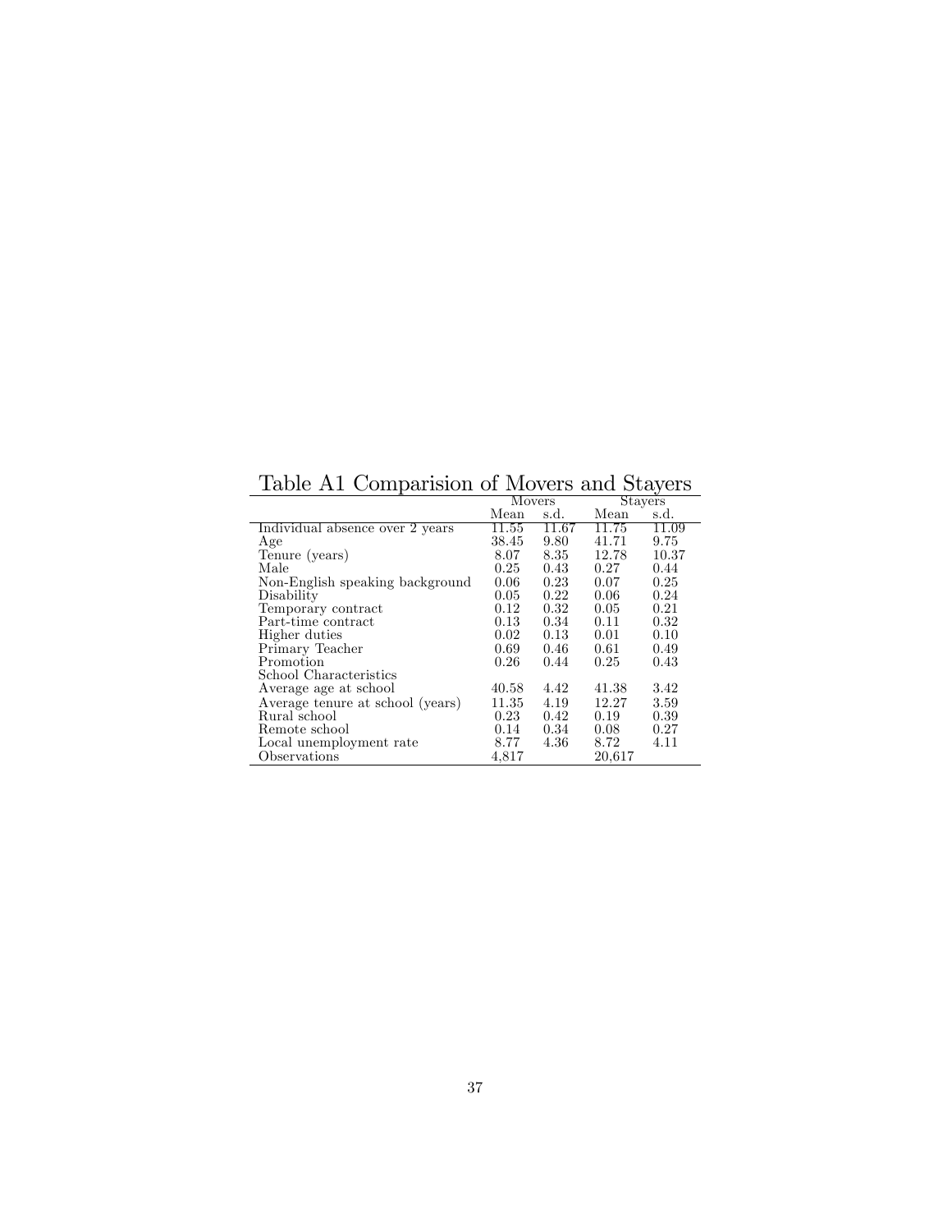Table A1 Comparision of Movers and Stayers

| | Movers | | Stayers | |
|---|---|---|---|---|
| | Mean | s.d. | Mean | s.d. |
| Individual absence over 2 years | 11.55 | 11.67 | 11.75 | 11.09 |
| Age | 38.45 | 9.80 | 41.71 | 9.75 |
| Tenure (years) | 8.07 | 8.35 | 12.78 | 10.37 |
| Male | 0.25 | 0.43 | 0.27 | 0.44 |
| Non-English speaking background | 0.06 | 0.23 | 0.07 | 0.25 |
| Disability | 0.05 | 0.22 | 0.06 | 0.24 |
| Temporary contract | 0.12 | 0.32 | 0.05 | 0.21 |
| Part-time contract | 0.13 | 0.34 | 0.11 | 0.32 |
| Higher duties | 0.02 | 0.13 | 0.01 | 0.10 |
| Primary Teacher | 0.69 | 0.46 | 0.61 | 0.49 |
| Promotion | 0.26 | 0.44 | 0.25 | 0.43 |
| School Characteristics | | | | |
| Average age at school | 40.58 | 4.42 | 41.38 | 3.42 |
| Average tenure at school (years) | 11.35 | 4.19 | 12.27 | 3.59 |
| Rural school | 0.23 | 0.42 | 0.19 | 0.39 |
| Remote school | 0.14 | 0.34 | 0.08 | 0.27 |
| Local unemployment rate | 8.77 | 4.36 | 8.72 | 4.11 |
| Observations | 4,817 | | 20,617 | |